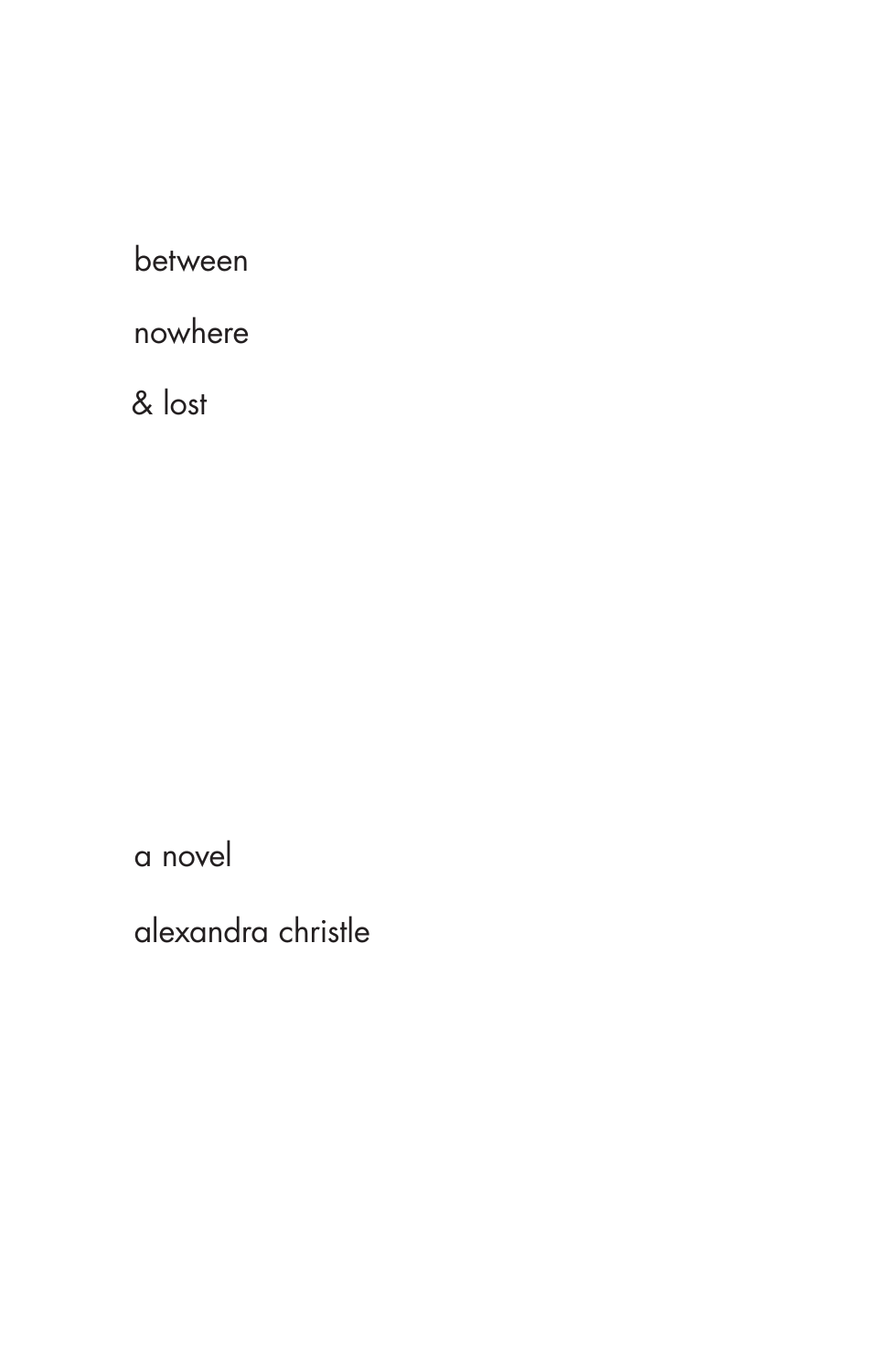# between

# nowhere

# & lost

a novel

alexandra christle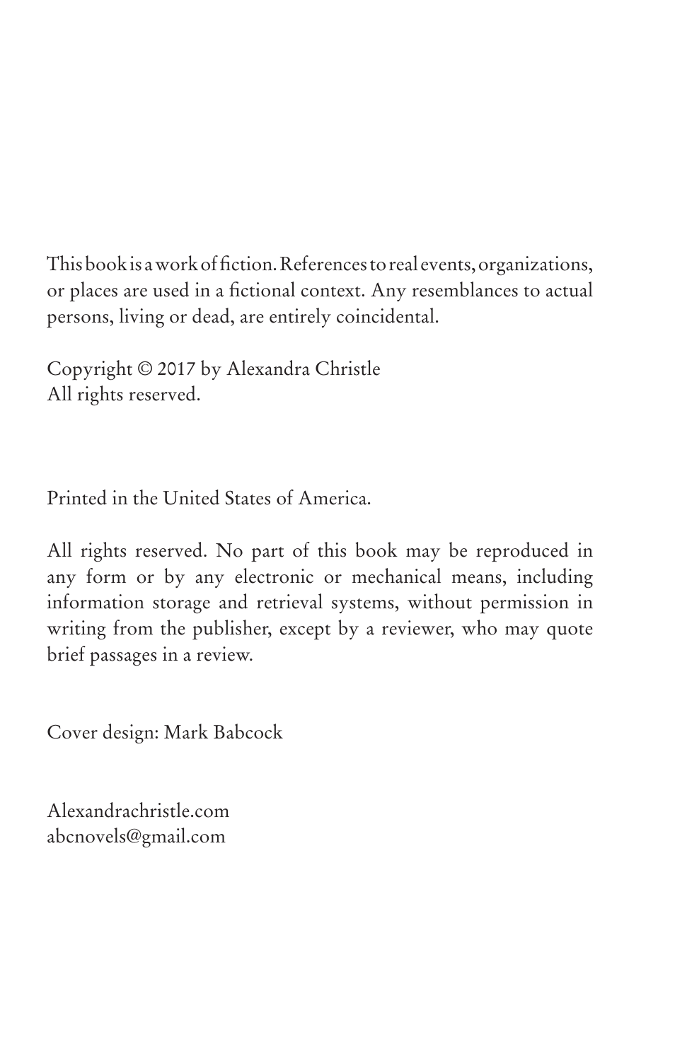This book is a work of fiction. References to real events, organizations, or places are used in a fictional context. Any resemblances to actual persons, living or dead, are entirely coincidental.

Copyright © 2017 by Alexandra Christle
All rights reserved.

Printed in the United States of America.

All rights reserved. No part of this book may be reproduced in any form or by any electronic or mechanical means, including information storage and retrieval systems, without permission in writing from the publisher, except by a reviewer, who may quote brief passages in a review.

Cover design: Mark Babcock

Alexandrachristle.com
abcnovels@gmail.com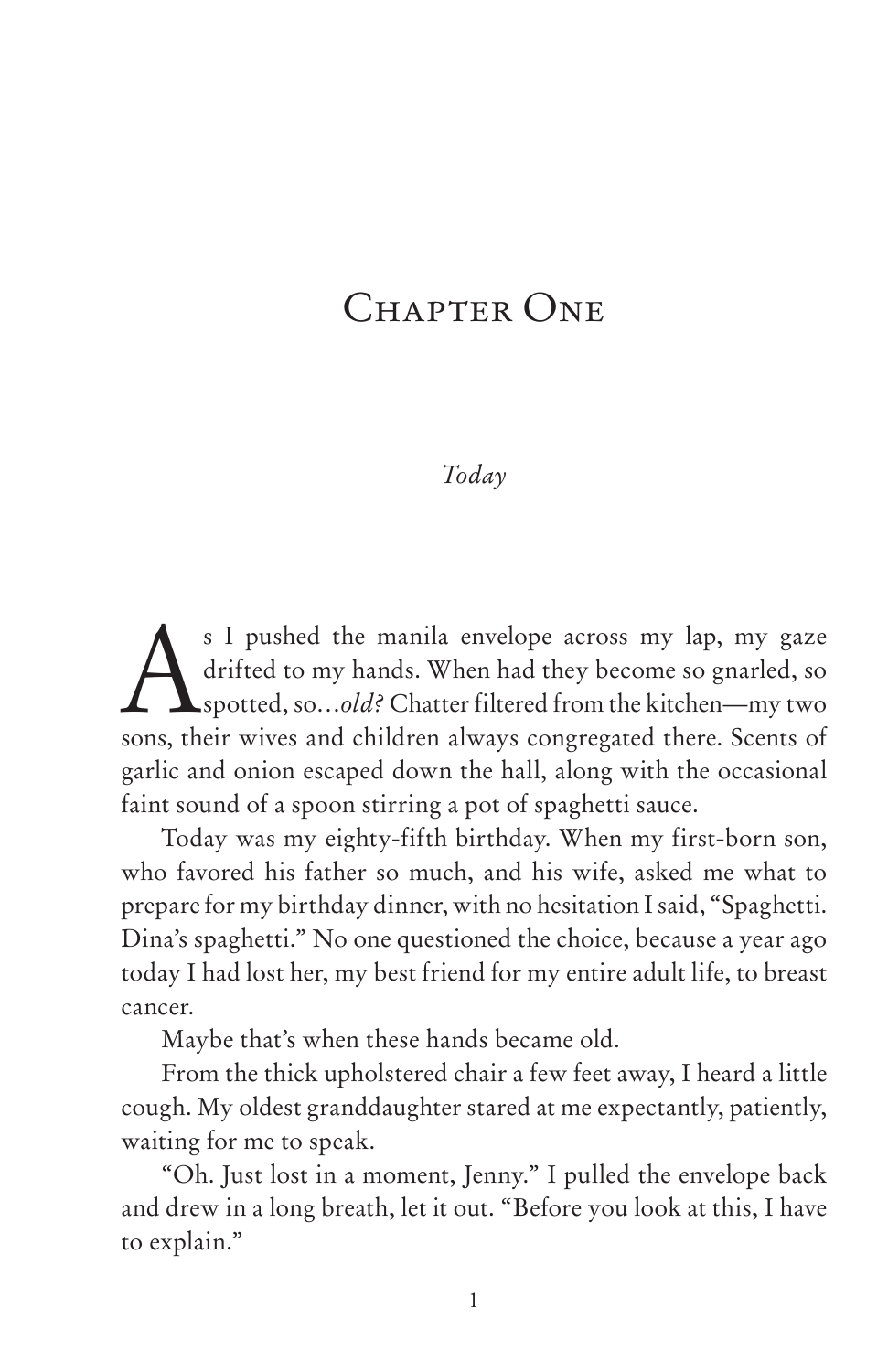# Chapter One

*Today*

As I pushed the manila envelope across my lap, my gaze drifted to my hands. When had they become so gnarled, so spotted, so…*old?* Chatter filtered from the kitchen—my two sons, their wives and children always congregated there. Scents of garlic and onion escaped down the hall, along with the occasional faint sound of a spoon stirring a pot of spaghetti sauce.

Today was my eighty-fifth birthday. When my first-born son, who favored his father so much, and his wife, asked me what to prepare for my birthday dinner, with no hesitation I said, "Spaghetti. Dina's spaghetti." No one questioned the choice, because a year ago today I had lost her, my best friend for my entire adult life, to breast cancer.

Maybe that's when these hands became old.

From the thick upholstered chair a few feet away, I heard a little cough. My oldest granddaughter stared at me expectantly, patiently, waiting for me to speak.

"Oh. Just lost in a moment, Jenny." I pulled the envelope back and drew in a long breath, let it out. "Before you look at this, I have to explain."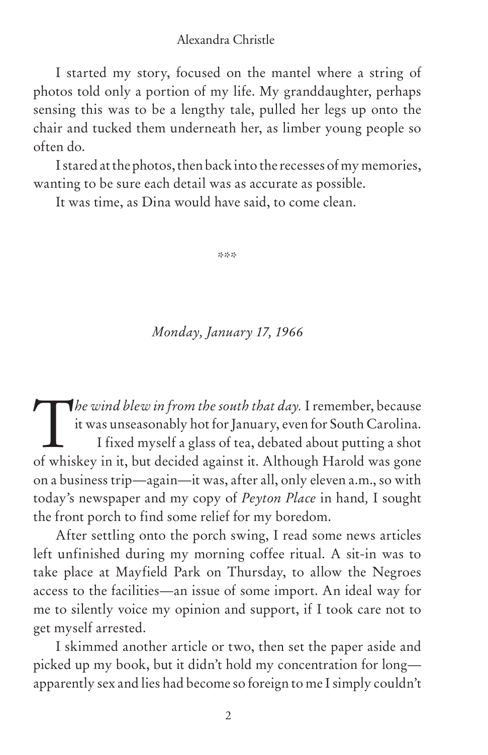I started my story, focused on the mantel where a string of photos told only a portion of my life. My granddaughter, perhaps sensing this was to be a lengthy tale, pulled her legs up onto the chair and tucked them underneath her, as limber young people so often do.

I stared at the photos, then back into the recesses of my memories, wanting to be sure each detail was as accurate as possible.

It was time, as Dina would have said, to come clean.

***

*Monday, January 17, 1966*

*The wind blew in from the south that day.* I remember, because it was unseasonably hot for January, even for South Carolina. I fixed myself a glass of tea, debated about putting a shot of whiskey in it, but decided against it. Although Harold was gone on a business trip—again—it was, after all, only eleven a.m., so with today's newspaper and my copy of *Peyton Place* in hand, I sought the front porch to find some relief for my boredom.

After settling onto the porch swing, I read some news articles left unfinished during my morning coffee ritual. A sit-in was to take place at Mayfield Park on Thursday, to allow the Negroes access to the facilities—an issue of some import. An ideal way for me to silently voice my opinion and support, if I took care not to get myself arrested.

I skimmed another article or two, then set the paper aside and picked up my book, but it didn't hold my concentration for long—apparently sex and lies had become so foreign to me I simply couldn't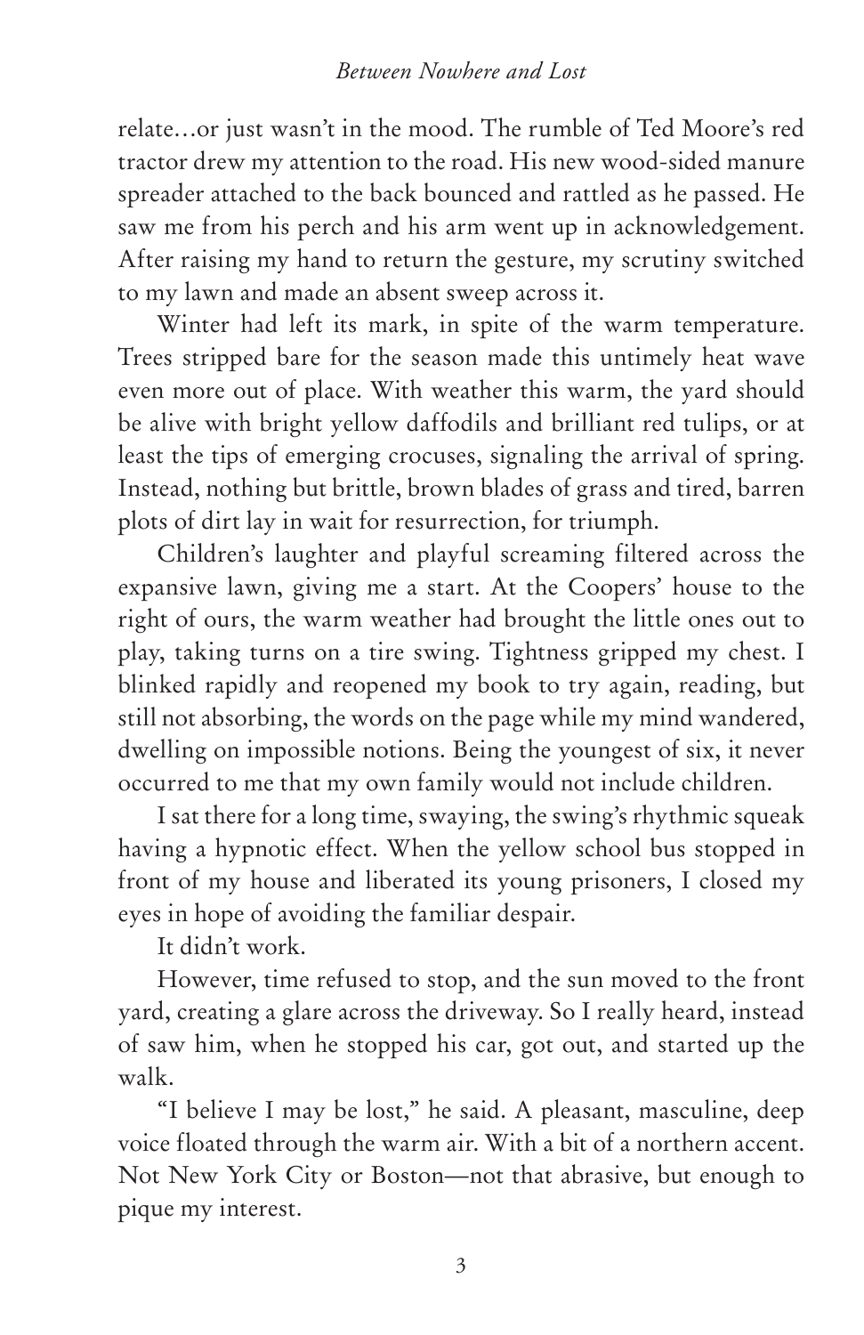relate…or just wasn't in the mood. The rumble of Ted Moore's red tractor drew my attention to the road. His new wood-sided manure spreader attached to the back bounced and rattled as he passed. He saw me from his perch and his arm went up in acknowledgement. After raising my hand to return the gesture, my scrutiny switched to my lawn and made an absent sweep across it.

Winter had left its mark, in spite of the warm temperature. Trees stripped bare for the season made this untimely heat wave even more out of place. With weather this warm, the yard should be alive with bright yellow daffodils and brilliant red tulips, or at least the tips of emerging crocuses, signaling the arrival of spring. Instead, nothing but brittle, brown blades of grass and tired, barren plots of dirt lay in wait for resurrection, for triumph.

Children's laughter and playful screaming filtered across the expansive lawn, giving me a start. At the Coopers' house to the right of ours, the warm weather had brought the little ones out to play, taking turns on a tire swing. Tightness gripped my chest. I blinked rapidly and reopened my book to try again, reading, but still not absorbing, the words on the page while my mind wandered, dwelling on impossible notions. Being the youngest of six, it never occurred to me that my own family would not include children.

I sat there for a long time, swaying, the swing's rhythmic squeak having a hypnotic effect. When the yellow school bus stopped in front of my house and liberated its young prisoners, I closed my eyes in hope of avoiding the familiar despair.

It didn't work.

However, time refused to stop, and the sun moved to the front yard, creating a glare across the driveway. So I really heard, instead of saw him, when he stopped his car, got out, and started up the walk.

"I believe I may be lost," he said. A pleasant, masculine, deep voice floated through the warm air. With a bit of a northern accent. Not New York City or Boston—not that abrasive, but enough to pique my interest.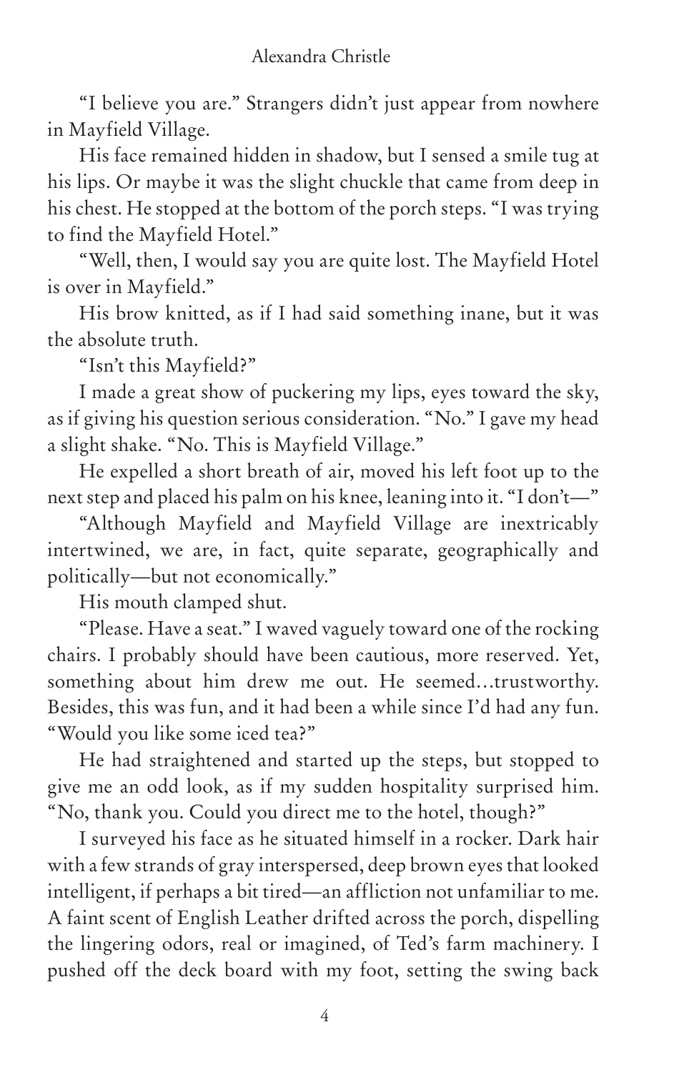"I believe you are." Strangers didn't just appear from nowhere in Mayfield Village.

His face remained hidden in shadow, but I sensed a smile tug at his lips. Or maybe it was the slight chuckle that came from deep in his chest. He stopped at the bottom of the porch steps. "I was trying to find the Mayfield Hotel."

"Well, then, I would say you are quite lost. The Mayfield Hotel is over in Mayfield."

His brow knitted, as if I had said something inane, but it was the absolute truth.

"Isn't this Mayfield?"

I made a great show of puckering my lips, eyes toward the sky, as if giving his question serious consideration. "No." I gave my head a slight shake. "No. This is Mayfield Village."

He expelled a short breath of air, moved his left foot up to the next step and placed his palm on his knee, leaning into it. "I don't—"

"Although Mayfield and Mayfield Village are inextricably intertwined, we are, in fact, quite separate, geographically and politically—but not economically."

His mouth clamped shut.

"Please. Have a seat." I waved vaguely toward one of the rocking chairs. I probably should have been cautious, more reserved. Yet, something about him drew me out. He seemed…trustworthy. Besides, this was fun, and it had been a while since I'd had any fun. "Would you like some iced tea?"

He had straightened and started up the steps, but stopped to give me an odd look, as if my sudden hospitality surprised him. "No, thank you. Could you direct me to the hotel, though?"

I surveyed his face as he situated himself in a rocker. Dark hair with a few strands of gray interspersed, deep brown eyes that looked intelligent, if perhaps a bit tired—an affliction not unfamiliar to me. A faint scent of English Leather drifted across the porch, dispelling the lingering odors, real or imagined, of Ted's farm machinery. I pushed off the deck board with my foot, setting the swing back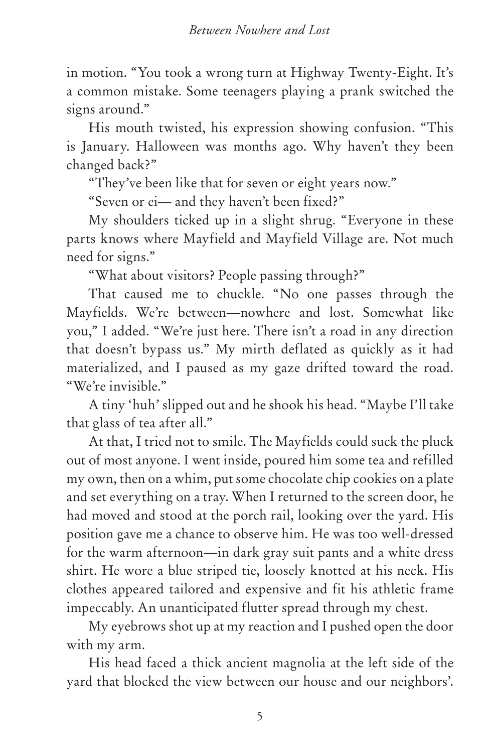in motion. "You took a wrong turn at Highway Twenty-Eight. It's a common mistake. Some teenagers playing a prank switched the signs around."

His mouth twisted, his expression showing confusion. "This is January. Halloween was months ago. Why haven't they been changed back?"

"They've been like that for seven or eight years now."

"Seven or ei— and they haven't been fixed?"

My shoulders ticked up in a slight shrug. "Everyone in these parts knows where Mayfield and Mayfield Village are. Not much need for signs."

"What about visitors? People passing through?"

That caused me to chuckle. "No one passes through the Mayfields. We're between—nowhere and lost. Somewhat like you," I added. "We're just here. There isn't a road in any direction that doesn't bypass us." My mirth deflated as quickly as it had materialized, and I paused as my gaze drifted toward the road. "We're invisible."

A tiny 'huh' slipped out and he shook his head. "Maybe I'll take that glass of tea after all."

At that, I tried not to smile. The Mayfields could suck the pluck out of most anyone. I went inside, poured him some tea and refilled my own, then on a whim, put some chocolate chip cookies on a plate and set everything on a tray. When I returned to the screen door, he had moved and stood at the porch rail, looking over the yard. His position gave me a chance to observe him. He was too well-dressed for the warm afternoon—in dark gray suit pants and a white dress shirt. He wore a blue striped tie, loosely knotted at his neck. His clothes appeared tailored and expensive and fit his athletic frame impeccably. An unanticipated flutter spread through my chest.

My eyebrows shot up at my reaction and I pushed open the door with my arm.

His head faced a thick ancient magnolia at the left side of the yard that blocked the view between our house and our neighbors'.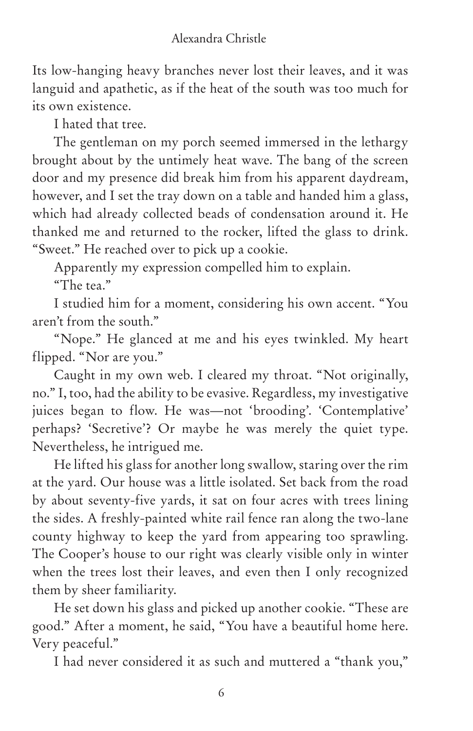Its low-hanging heavy branches never lost their leaves, and it was languid and apathetic, as if the heat of the south was too much for its own existence.

I hated that tree.

The gentleman on my porch seemed immersed in the lethargy brought about by the untimely heat wave. The bang of the screen door and my presence did break him from his apparent daydream, however, and I set the tray down on a table and handed him a glass, which had already collected beads of condensation around it. He thanked me and returned to the rocker, lifted the glass to drink. "Sweet." He reached over to pick up a cookie.

Apparently my expression compelled him to explain.

"The tea."

I studied him for a moment, considering his own accent. "You aren't from the south."

"Nope." He glanced at me and his eyes twinkled. My heart flipped. "Nor are you."

Caught in my own web. I cleared my throat. "Not originally, no." I, too, had the ability to be evasive. Regardless, my investigative juices began to flow. He was—not 'brooding'. 'Contemplative' perhaps? 'Secretive'? Or maybe he was merely the quiet type. Nevertheless, he intrigued me.

He lifted his glass for another long swallow, staring over the rim at the yard. Our house was a little isolated. Set back from the road by about seventy-five yards, it sat on four acres with trees lining the sides. A freshly-painted white rail fence ran along the two-lane county highway to keep the yard from appearing too sprawling. The Cooper's house to our right was clearly visible only in winter when the trees lost their leaves, and even then I only recognized them by sheer familiarity.

He set down his glass and picked up another cookie. "These are good." After a moment, he said, "You have a beautiful home here. Very peaceful."

I had never considered it as such and muttered a "thank you,"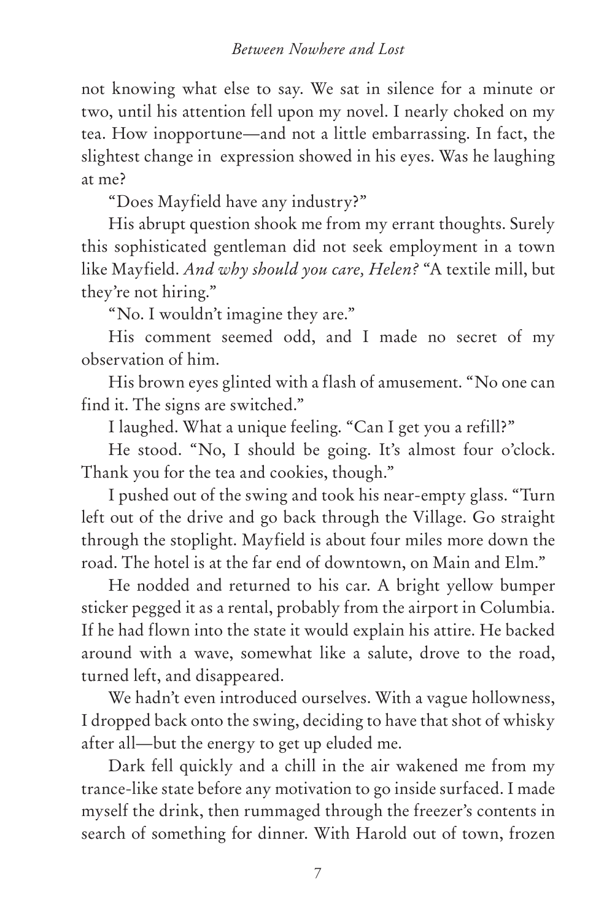not knowing what else to say. We sat in silence for a minute or two, until his attention fell upon my novel. I nearly choked on my tea. How inopportune—and not a little embarrassing. In fact, the slightest change in expression showed in his eyes. Was he laughing at me?

"Does Mayfield have any industry?"

His abrupt question shook me from my errant thoughts. Surely this sophisticated gentleman did not seek employment in a town like Mayfield. *And why should you care, Helen?* "A textile mill, but they're not hiring."

"No. I wouldn't imagine they are."

His comment seemed odd, and I made no secret of my observation of him.

His brown eyes glinted with a flash of amusement. "No one can find it. The signs are switched."

I laughed. What a unique feeling. "Can I get you a refill?"

He stood. "No, I should be going. It's almost four o'clock. Thank you for the tea and cookies, though."

I pushed out of the swing and took his near-empty glass. "Turn left out of the drive and go back through the Village. Go straight through the stoplight. Mayfield is about four miles more down the road. The hotel is at the far end of downtown, on Main and Elm."

He nodded and returned to his car. A bright yellow bumper sticker pegged it as a rental, probably from the airport in Columbia. If he had flown into the state it would explain his attire. He backed around with a wave, somewhat like a salute, drove to the road, turned left, and disappeared.

We hadn't even introduced ourselves. With a vague hollowness, I dropped back onto the swing, deciding to have that shot of whisky after all—but the energy to get up eluded me.

Dark fell quickly and a chill in the air wakened me from my trance-like state before any motivation to go inside surfaced. I made myself the drink, then rummaged through the freezer's contents in search of something for dinner. With Harold out of town, frozen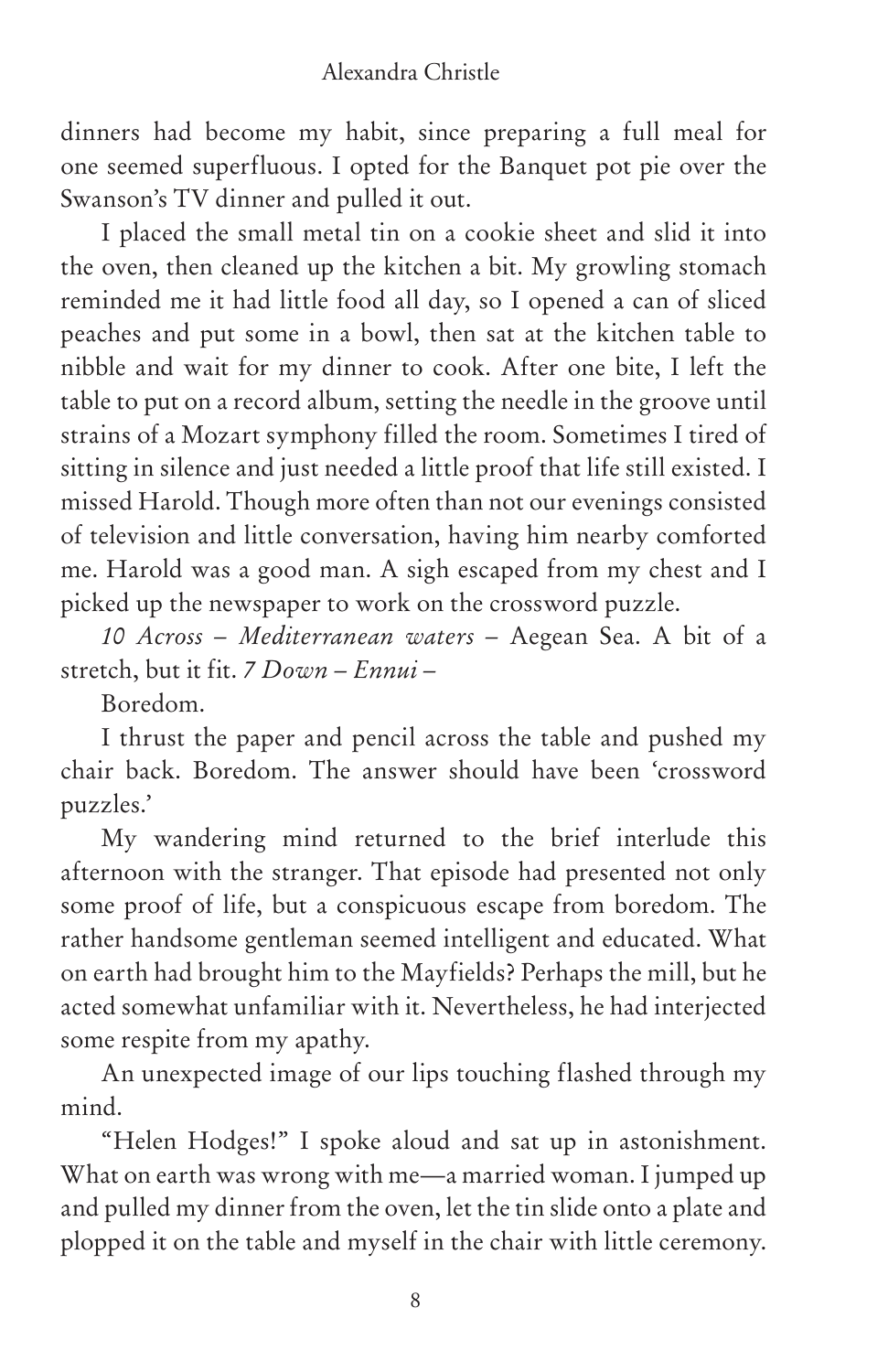dinners had become my habit, since preparing a full meal for one seemed superfluous. I opted for the Banquet pot pie over the Swanson's TV dinner and pulled it out.

I placed the small metal tin on a cookie sheet and slid it into the oven, then cleaned up the kitchen a bit. My growling stomach reminded me it had little food all day, so I opened a can of sliced peaches and put some in a bowl, then sat at the kitchen table to nibble and wait for my dinner to cook. After one bite, I left the table to put on a record album, setting the needle in the groove until strains of a Mozart symphony filled the room. Sometimes I tired of sitting in silence and just needed a little proof that life still existed. I missed Harold. Though more often than not our evenings consisted of television and little conversation, having him nearby comforted me. Harold was a good man. A sigh escaped from my chest and I picked up the newspaper to work on the crossword puzzle.

*10 Across – Mediterranean waters* – Aegean Sea. A bit of a stretch, but it fit. *7 Down – Ennui* –

Boredom.

I thrust the paper and pencil across the table and pushed my chair back. Boredom. The answer should have been 'crossword puzzles.'

My wandering mind returned to the brief interlude this afternoon with the stranger. That episode had presented not only some proof of life, but a conspicuous escape from boredom. The rather handsome gentleman seemed intelligent and educated. What on earth had brought him to the Mayfields? Perhaps the mill, but he acted somewhat unfamiliar with it. Nevertheless, he had interjected some respite from my apathy.

An unexpected image of our lips touching flashed through my mind.

"Helen Hodges!" I spoke aloud and sat up in astonishment. What on earth was wrong with me—a married woman. I jumped up and pulled my dinner from the oven, let the tin slide onto a plate and plopped it on the table and myself in the chair with little ceremony.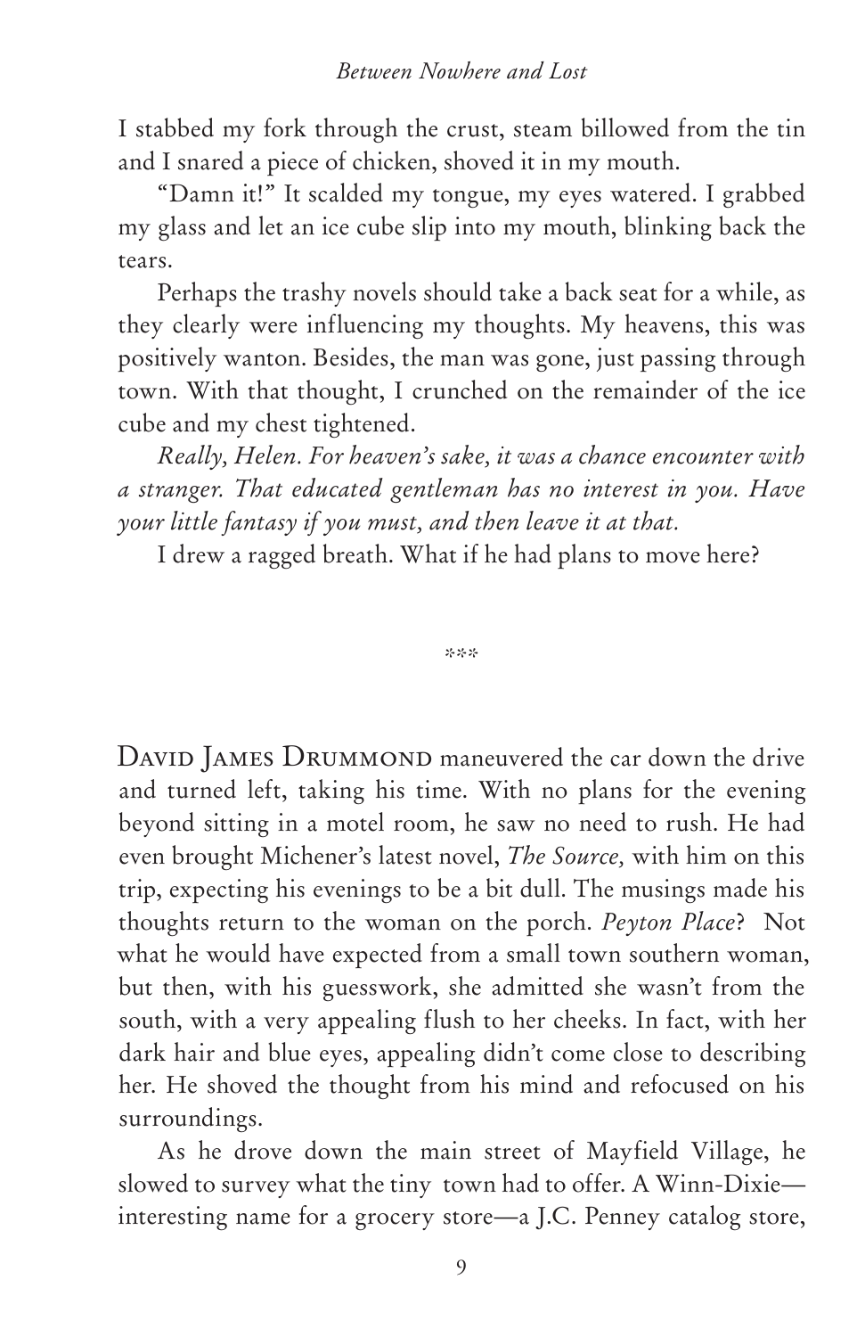I stabbed my fork through the crust, steam billowed from the tin and I snared a piece of chicken, shoved it in my mouth.

"Damn it!" It scalded my tongue, my eyes watered. I grabbed my glass and let an ice cube slip into my mouth, blinking back the tears.

Perhaps the trashy novels should take a back seat for a while, as they clearly were influencing my thoughts. My heavens, this was positively wanton. Besides, the man was gone, just passing through town. With that thought, I crunched on the remainder of the ice cube and my chest tightened.

*Really, Helen. For heaven's sake, it was a chance encounter with a stranger. That educated gentleman has no interest in you. Have your little fantasy if you must, and then leave it at that.*

I drew a ragged breath. What if he had plans to move here?

***

David James Drummond maneuvered the car down the drive and turned left, taking his time. With no plans for the evening beyond sitting in a motel room, he saw no need to rush. He had even brought Michener's latest novel, *The Source,* with him on this trip, expecting his evenings to be a bit dull. The musings made his thoughts return to the woman on the porch. *Peyton Place*? Not what he would have expected from a small town southern woman, but then, with his guesswork, she admitted she wasn't from the south, with a very appealing flush to her cheeks. In fact, with her dark hair and blue eyes, appealing didn't come close to describing her. He shoved the thought from his mind and refocused on his surroundings.

As he drove down the main street of Mayfield Village, he slowed to survey what the tiny town had to offer. A Winn-Dixie—interesting name for a grocery store—a J.C. Penney catalog store,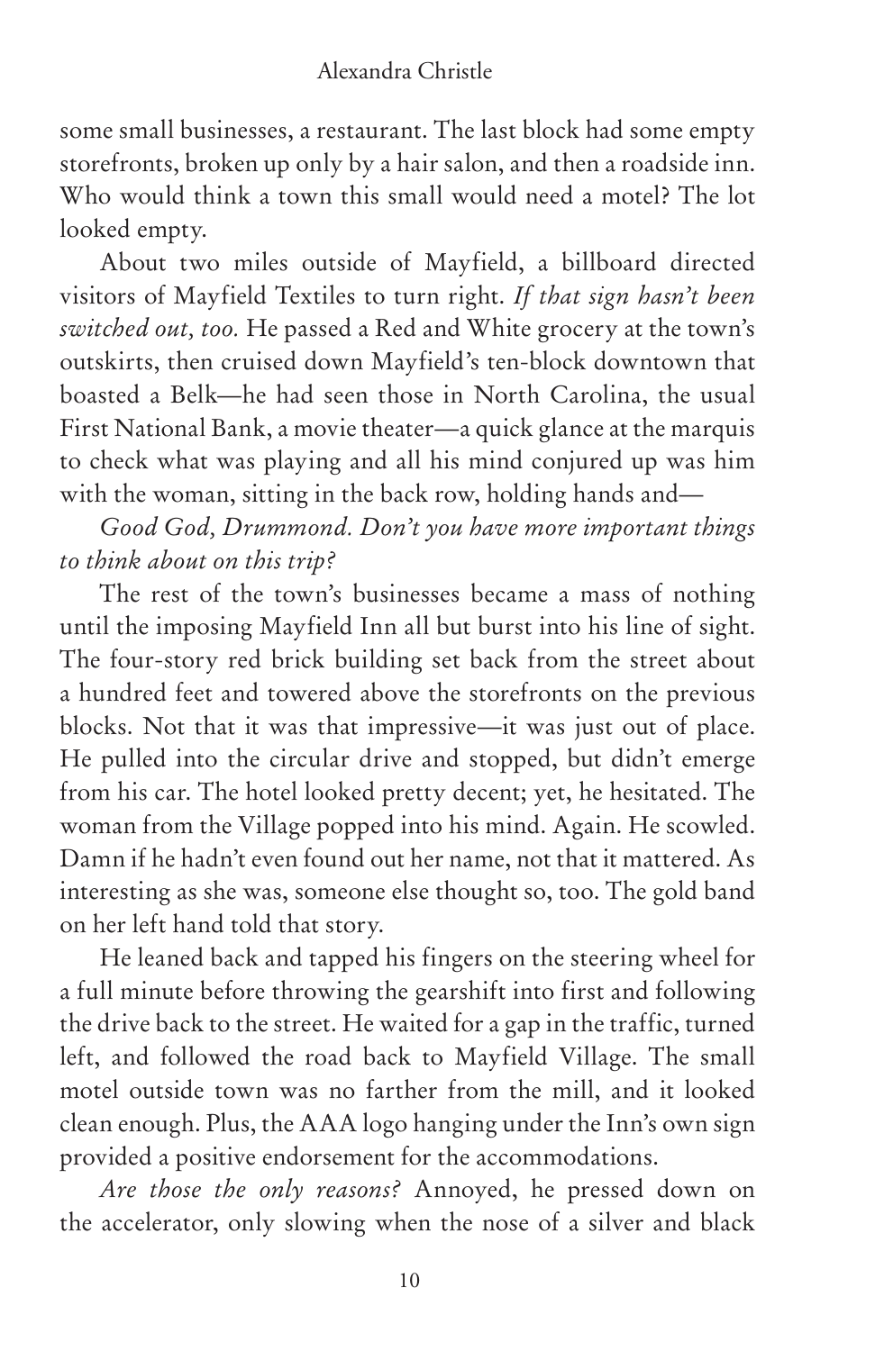some small businesses, a restaurant. The last block had some empty storefronts, broken up only by a hair salon, and then a roadside inn. Who would think a town this small would need a motel? The lot looked empty.

About two miles outside of Mayfield, a billboard directed visitors of Mayfield Textiles to turn right. *If that sign hasn't been switched out, too.* He passed a Red and White grocery at the town's outskirts, then cruised down Mayfield's ten-block downtown that boasted a Belk—he had seen those in North Carolina, the usual First National Bank, a movie theater—a quick glance at the marquis to check what was playing and all his mind conjured up was him with the woman, sitting in the back row, holding hands and—

*Good God, Drummond. Don't you have more important things to think about on this trip?*

The rest of the town's businesses became a mass of nothing until the imposing Mayfield Inn all but burst into his line of sight. The four-story red brick building set back from the street about a hundred feet and towered above the storefronts on the previous blocks. Not that it was that impressive—it was just out of place. He pulled into the circular drive and stopped, but didn't emerge from his car. The hotel looked pretty decent; yet, he hesitated. The woman from the Village popped into his mind. Again. He scowled. Damn if he hadn't even found out her name, not that it mattered. As interesting as she was, someone else thought so, too. The gold band on her left hand told that story.

He leaned back and tapped his fingers on the steering wheel for a full minute before throwing the gearshift into first and following the drive back to the street. He waited for a gap in the traffic, turned left, and followed the road back to Mayfield Village. The small motel outside town was no farther from the mill, and it looked clean enough. Plus, the AAA logo hanging under the Inn's own sign provided a positive endorsement for the accommodations.

*Are those the only reasons?* Annoyed, he pressed down on the accelerator, only slowing when the nose of a silver and black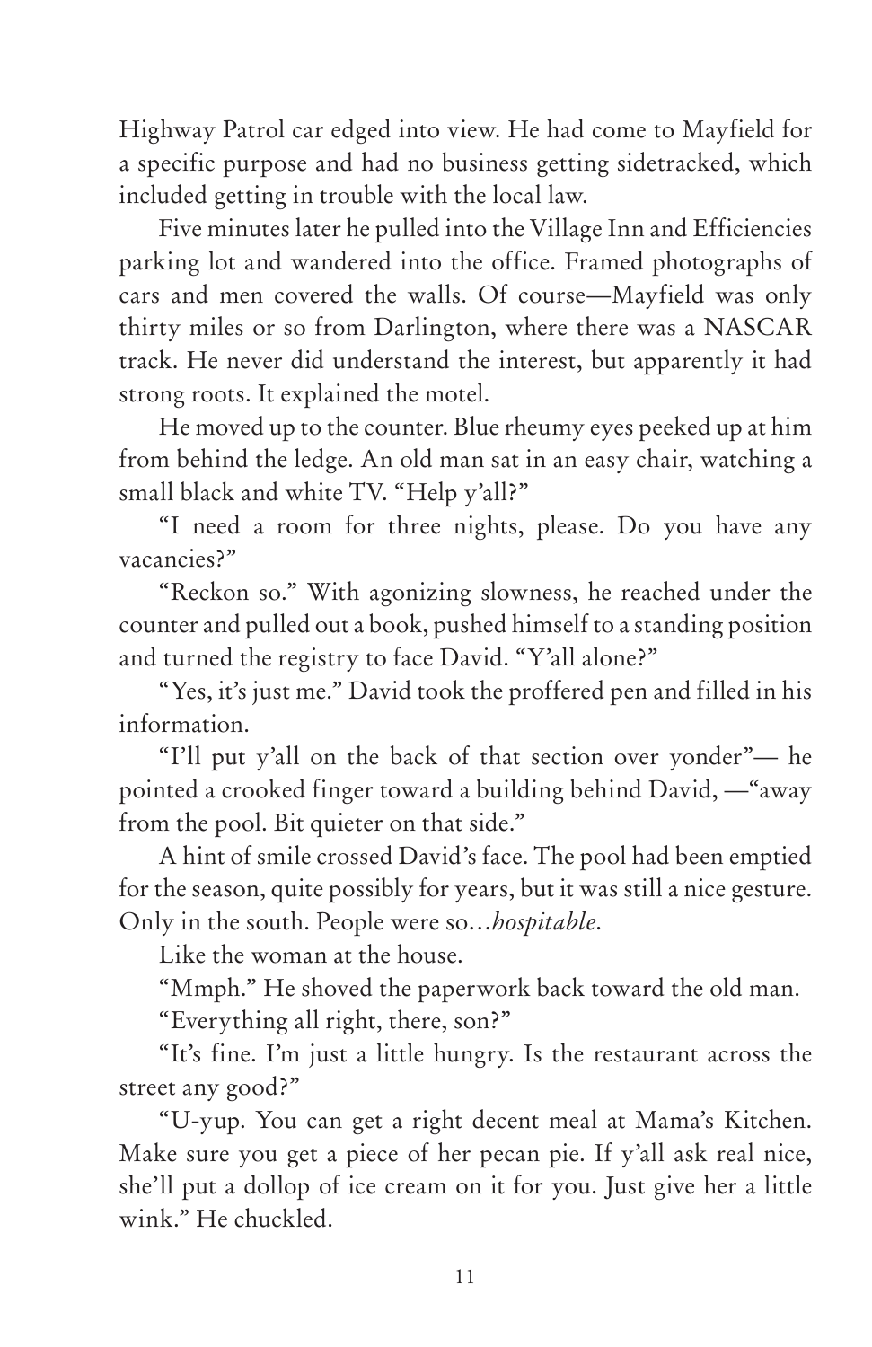Highway Patrol car edged into view. He had come to Mayfield for a specific purpose and had no business getting sidetracked, which included getting in trouble with the local law.

Five minutes later he pulled into the Village Inn and Efficiencies parking lot and wandered into the office. Framed photographs of cars and men covered the walls. Of course—Mayfield was only thirty miles or so from Darlington, where there was a NASCAR track. He never did understand the interest, but apparently it had strong roots. It explained the motel.

He moved up to the counter. Blue rheumy eyes peeked up at him from behind the ledge. An old man sat in an easy chair, watching a small black and white TV. "Help y'all?"

"I need a room for three nights, please. Do you have any vacancies?"

"Reckon so." With agonizing slowness, he reached under the counter and pulled out a book, pushed himself to a standing position and turned the registry to face David. "Y'all alone?"

"Yes, it's just me." David took the proffered pen and filled in his information.

"I'll put y'all on the back of that section over yonder"— he pointed a crooked finger toward a building behind David, —"away from the pool. Bit quieter on that side."

A hint of smile crossed David's face. The pool had been emptied for the season, quite possibly for years, but it was still a nice gesture. Only in the south. People were so…*hospitable.*

Like the woman at the house.

"Mmph." He shoved the paperwork back toward the old man.

"Everything all right, there, son?"

"It's fine. I'm just a little hungry. Is the restaurant across the street any good?"

"U-yup. You can get a right decent meal at Mama's Kitchen. Make sure you get a piece of her pecan pie. If y'all ask real nice, she'll put a dollop of ice cream on it for you. Just give her a little wink." He chuckled.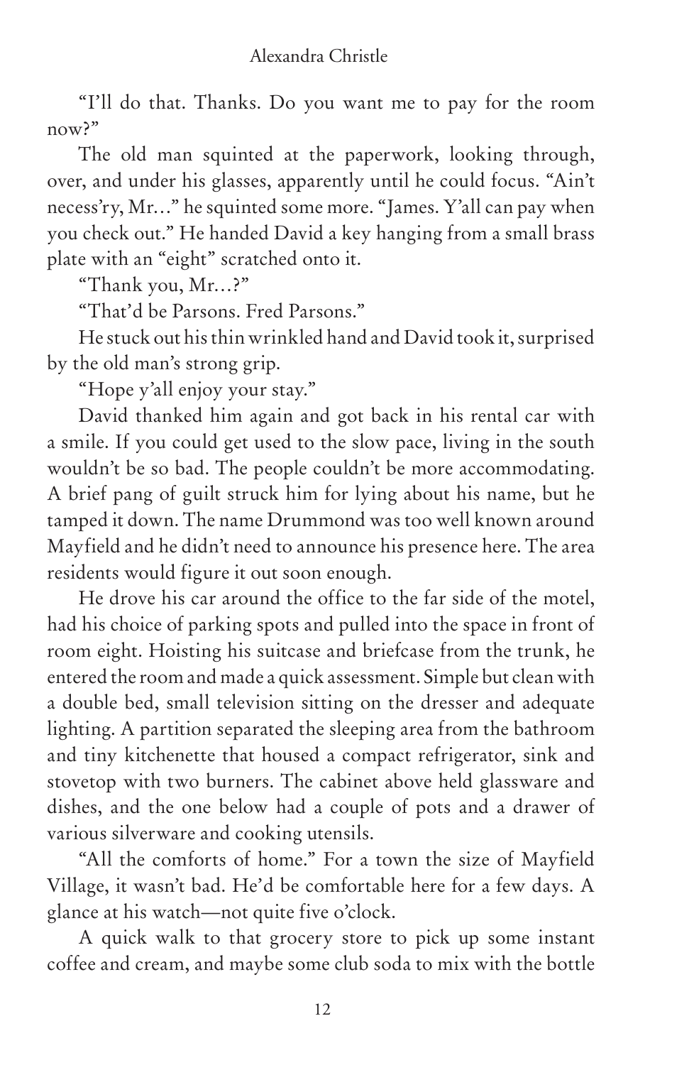"I'll do that. Thanks. Do you want me to pay for the room now?"

The old man squinted at the paperwork, looking through, over, and under his glasses, apparently until he could focus. "Ain't necess'ry, Mr…" he squinted some more. "James. Y'all can pay when you check out." He handed David a key hanging from a small brass plate with an "eight" scratched onto it.

"Thank you, Mr…?"

"That'd be Parsons. Fred Parsons."

He stuck out his thin wrinkled hand and David took it, surprised by the old man's strong grip.

"Hope y'all enjoy your stay."

David thanked him again and got back in his rental car with a smile. If you could get used to the slow pace, living in the south wouldn't be so bad. The people couldn't be more accommodating. A brief pang of guilt struck him for lying about his name, but he tamped it down. The name Drummond was too well known around Mayfield and he didn't need to announce his presence here. The area residents would figure it out soon enough.

He drove his car around the office to the far side of the motel, had his choice of parking spots and pulled into the space in front of room eight. Hoisting his suitcase and briefcase from the trunk, he entered the room and made a quick assessment. Simple but clean with a double bed, small television sitting on the dresser and adequate lighting. A partition separated the sleeping area from the bathroom and tiny kitchenette that housed a compact refrigerator, sink and stovetop with two burners. The cabinet above held glassware and dishes, and the one below had a couple of pots and a drawer of various silverware and cooking utensils.

"All the comforts of home." For a town the size of Mayfield Village, it wasn't bad. He'd be comfortable here for a few days. A glance at his watch—not quite five o'clock.

A quick walk to that grocery store to pick up some instant coffee and cream, and maybe some club soda to mix with the bottle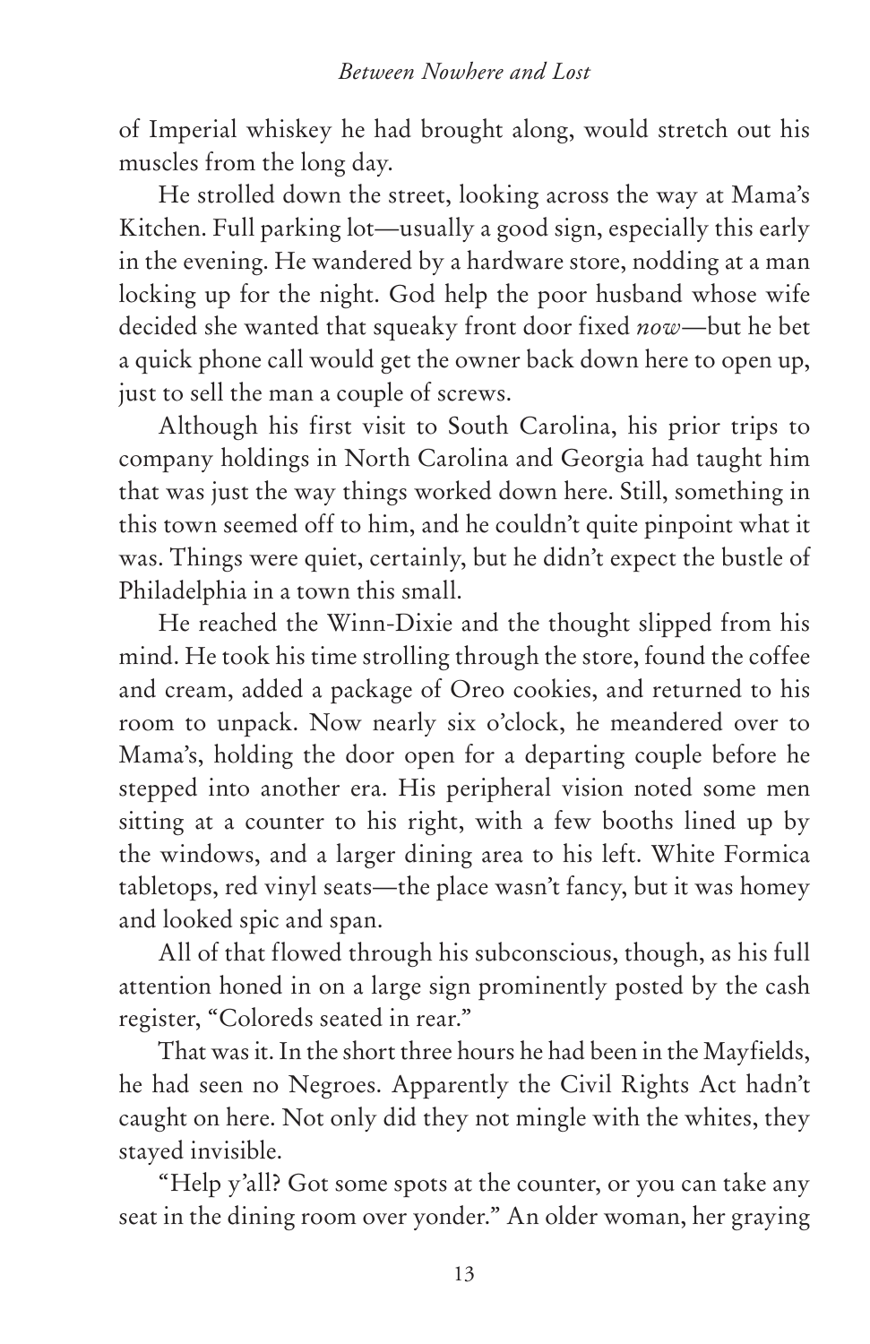of Imperial whiskey he had brought along, would stretch out his muscles from the long day.

He strolled down the street, looking across the way at Mama's Kitchen. Full parking lot—usually a good sign, especially this early in the evening. He wandered by a hardware store, nodding at a man locking up for the night. God help the poor husband whose wife decided she wanted that squeaky front door fixed *now*—but he bet a quick phone call would get the owner back down here to open up, just to sell the man a couple of screws.

Although his first visit to South Carolina, his prior trips to company holdings in North Carolina and Georgia had taught him that was just the way things worked down here. Still, something in this town seemed off to him, and he couldn't quite pinpoint what it was. Things were quiet, certainly, but he didn't expect the bustle of Philadelphia in a town this small.

He reached the Winn-Dixie and the thought slipped from his mind. He took his time strolling through the store, found the coffee and cream, added a package of Oreo cookies, and returned to his room to unpack. Now nearly six o'clock, he meandered over to Mama's, holding the door open for a departing couple before he stepped into another era. His peripheral vision noted some men sitting at a counter to his right, with a few booths lined up by the windows, and a larger dining area to his left. White Formica tabletops, red vinyl seats—the place wasn't fancy, but it was homey and looked spic and span.

All of that flowed through his subconscious, though, as his full attention honed in on a large sign prominently posted by the cash register, "Coloreds seated in rear."

That was it. In the short three hours he had been in the Mayfields, he had seen no Negroes. Apparently the Civil Rights Act hadn't caught on here. Not only did they not mingle with the whites, they stayed invisible.

"Help y'all? Got some spots at the counter, or you can take any seat in the dining room over yonder." An older woman, her graying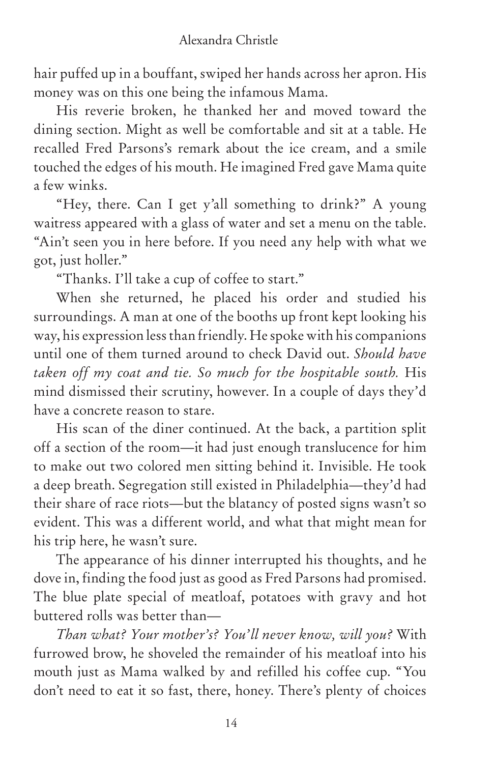hair puffed up in a bouffant, swiped her hands across her apron. His money was on this one being the infamous Mama.

His reverie broken, he thanked her and moved toward the dining section. Might as well be comfortable and sit at a table. He recalled Fred Parsons's remark about the ice cream, and a smile touched the edges of his mouth. He imagined Fred gave Mama quite a few winks.

"Hey, there. Can I get y'all something to drink?" A young waitress appeared with a glass of water and set a menu on the table. "Ain't seen you in here before. If you need any help with what we got, just holler."

"Thanks. I'll take a cup of coffee to start."

When she returned, he placed his order and studied his surroundings. A man at one of the booths up front kept looking his way, his expression less than friendly. He spoke with his companions until one of them turned around to check David out. *Should have taken off my coat and tie. So much for the hospitable south.* His mind dismissed their scrutiny, however. In a couple of days they'd have a concrete reason to stare.

His scan of the diner continued. At the back, a partition split off a section of the room—it had just enough translucence for him to make out two colored men sitting behind it. Invisible. He took a deep breath. Segregation still existed in Philadelphia—they'd had their share of race riots—but the blatancy of posted signs wasn't so evident. This was a different world, and what that might mean for his trip here, he wasn't sure.

The appearance of his dinner interrupted his thoughts, and he dove in, finding the food just as good as Fred Parsons had promised. The blue plate special of meatloaf, potatoes with gravy and hot buttered rolls was better than—

*Than what? Your mother's? You'll never know, will you?* With furrowed brow, he shoveled the remainder of his meatloaf into his mouth just as Mama walked by and refilled his coffee cup. "You don't need to eat it so fast, there, honey. There's plenty of choices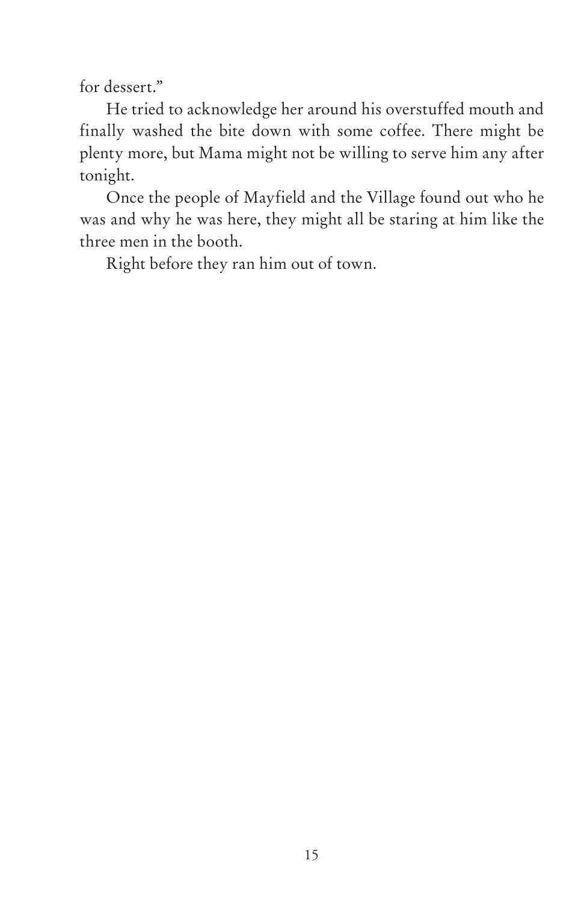for dessert."

He tried to acknowledge her around his overstuffed mouth and finally washed the bite down with some coffee. There might be plenty more, but Mama might not be willing to serve him any after tonight.

Once the people of Mayfield and the Village found out who he was and why he was here, they might all be staring at him like the three men in the booth.

Right before they ran him out of town.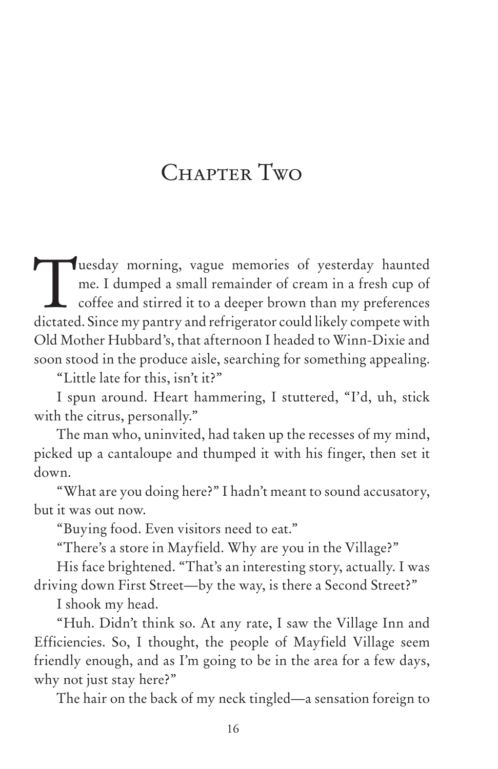# Chapter Two

Tuesday morning, vague memories of yesterday haunted me. I dumped a small remainder of cream in a fresh cup of coffee and stirred it to a deeper brown than my preferences dictated. Since my pantry and refrigerator could likely compete with Old Mother Hubbard's, that afternoon I headed to Winn-Dixie and soon stood in the produce aisle, searching for something appealing.

"Little late for this, isn't it?"

I spun around. Heart hammering, I stuttered, "I'd, uh, stick with the citrus, personally."

The man who, uninvited, had taken up the recesses of my mind, picked up a cantaloupe and thumped it with his finger, then set it down.

"What are you doing here?" I hadn't meant to sound accusatory, but it was out now.

"Buying food. Even visitors need to eat."

"There's a store in Mayfield. Why are you in the Village?"

His face brightened. "That's an interesting story, actually. I was driving down First Street—by the way, is there a Second Street?"

I shook my head.

"Huh. Didn't think so. At any rate, I saw the Village Inn and Efficiencies. So, I thought, the people of Mayfield Village seem friendly enough, and as I'm going to be in the area for a few days, why not just stay here?"

The hair on the back of my neck tingled—a sensation foreign to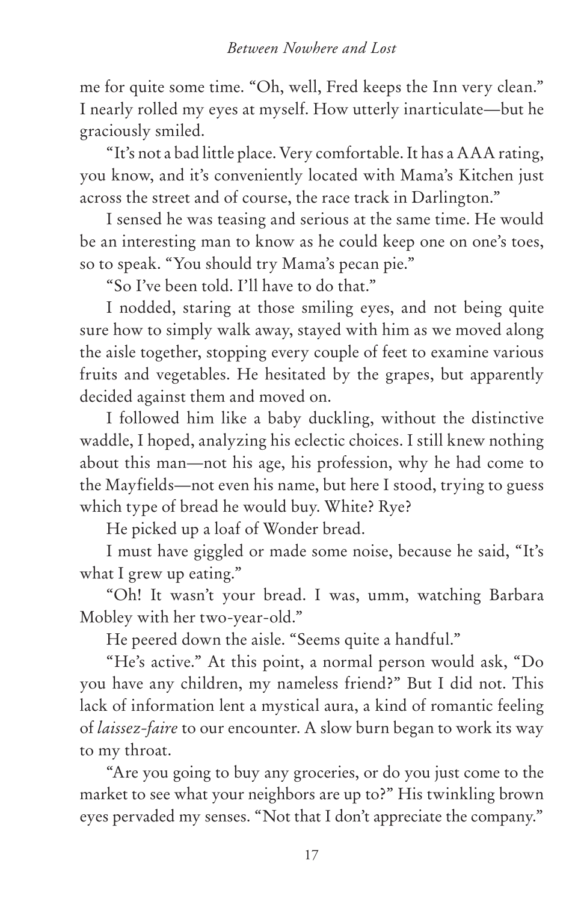me for quite some time. "Oh, well, Fred keeps the Inn very clean." I nearly rolled my eyes at myself. How utterly inarticulate—but he graciously smiled.

"It's not a bad little place. Very comfortable. It has a AAA rating, you know, and it's conveniently located with Mama's Kitchen just across the street and of course, the race track in Darlington."

I sensed he was teasing and serious at the same time. He would be an interesting man to know as he could keep one on one's toes, so to speak. "You should try Mama's pecan pie."

"So I've been told. I'll have to do that."

I nodded, staring at those smiling eyes, and not being quite sure how to simply walk away, stayed with him as we moved along the aisle together, stopping every couple of feet to examine various fruits and vegetables. He hesitated by the grapes, but apparently decided against them and moved on.

I followed him like a baby duckling, without the distinctive waddle, I hoped, analyzing his eclectic choices. I still knew nothing about this man—not his age, his profession, why he had come to the Mayfields—not even his name, but here I stood, trying to guess which type of bread he would buy. White? Rye?

He picked up a loaf of Wonder bread.

I must have giggled or made some noise, because he said, "It's what I grew up eating."

"Oh! It wasn't your bread. I was, umm, watching Barbara Mobley with her two-year-old."

He peered down the aisle. "Seems quite a handful."

"He's active." At this point, a normal person would ask, "Do you have any children, my nameless friend?" But I did not. This lack of information lent a mystical aura, a kind of romantic feeling of *laissez-faire* to our encounter. A slow burn began to work its way to my throat.

"Are you going to buy any groceries, or do you just come to the market to see what your neighbors are up to?" His twinkling brown eyes pervaded my senses. "Not that I don't appreciate the company."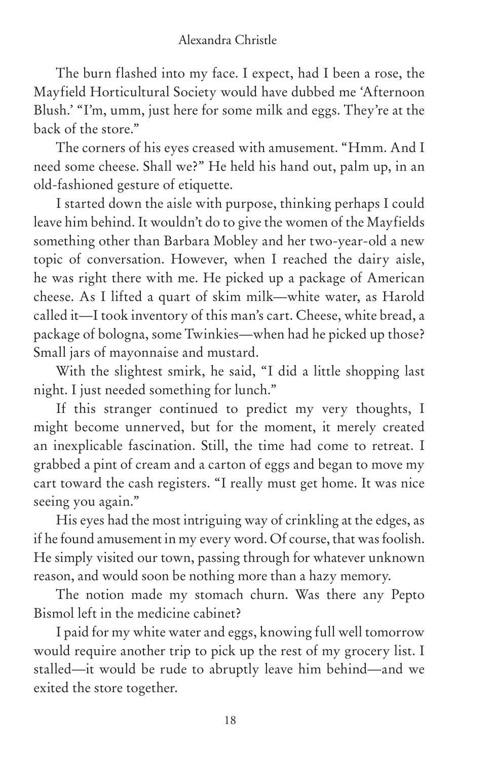The burn flashed into my face. I expect, had I been a rose, the Mayfield Horticultural Society would have dubbed me 'Afternoon Blush.' "I'm, umm, just here for some milk and eggs. They're at the back of the store."

The corners of his eyes creased with amusement. "Hmm. And I need some cheese. Shall we?" He held his hand out, palm up, in an old-fashioned gesture of etiquette.

I started down the aisle with purpose, thinking perhaps I could leave him behind. It wouldn't do to give the women of the Mayfields something other than Barbara Mobley and her two-year-old a new topic of conversation. However, when I reached the dairy aisle, he was right there with me. He picked up a package of American cheese. As I lifted a quart of skim milk—white water, as Harold called it—I took inventory of this man's cart. Cheese, white bread, a package of bologna, some Twinkies—when had he picked up those? Small jars of mayonnaise and mustard.

With the slightest smirk, he said, "I did a little shopping last night. I just needed something for lunch."

If this stranger continued to predict my very thoughts, I might become unnerved, but for the moment, it merely created an inexplicable fascination. Still, the time had come to retreat. I grabbed a pint of cream and a carton of eggs and began to move my cart toward the cash registers. "I really must get home. It was nice seeing you again."

His eyes had the most intriguing way of crinkling at the edges, as if he found amusement in my every word. Of course, that was foolish. He simply visited our town, passing through for whatever unknown reason, and would soon be nothing more than a hazy memory.

The notion made my stomach churn. Was there any Pepto Bismol left in the medicine cabinet?

I paid for my white water and eggs, knowing full well tomorrow would require another trip to pick up the rest of my grocery list. I stalled—it would be rude to abruptly leave him behind—and we exited the store together.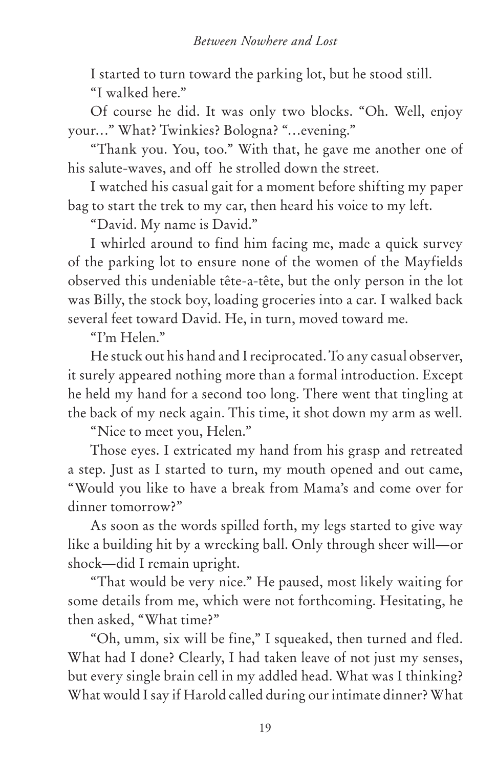I started to turn toward the parking lot, but he stood still.

"I walked here."

Of course he did. It was only two blocks. "Oh. Well, enjoy your…" What? Twinkies? Bologna? "…evening."

"Thank you. You, too." With that, he gave me another one of his salute-waves, and off he strolled down the street.

I watched his casual gait for a moment before shifting my paper bag to start the trek to my car, then heard his voice to my left.

"David. My name is David."

I whirled around to find him facing me, made a quick survey of the parking lot to ensure none of the women of the Mayfields observed this undeniable tête-a-tête, but the only person in the lot was Billy, the stock boy, loading groceries into a car. I walked back several feet toward David. He, in turn, moved toward me.

"I'm Helen."

He stuck out his hand and I reciprocated. To any casual observer, it surely appeared nothing more than a formal introduction. Except he held my hand for a second too long. There went that tingling at the back of my neck again. This time, it shot down my arm as well.

"Nice to meet you, Helen."

Those eyes. I extricated my hand from his grasp and retreated a step. Just as I started to turn, my mouth opened and out came, "Would you like to have a break from Mama's and come over for dinner tomorrow?"

As soon as the words spilled forth, my legs started to give way like a building hit by a wrecking ball. Only through sheer will—or shock—did I remain upright.

"That would be very nice." He paused, most likely waiting for some details from me, which were not forthcoming. Hesitating, he then asked, "What time?"

"Oh, umm, six will be fine," I squeaked, then turned and fled. What had I done? Clearly, I had taken leave of not just my senses, but every single brain cell in my addled head. What was I thinking? What would I say if Harold called during our intimate dinner? What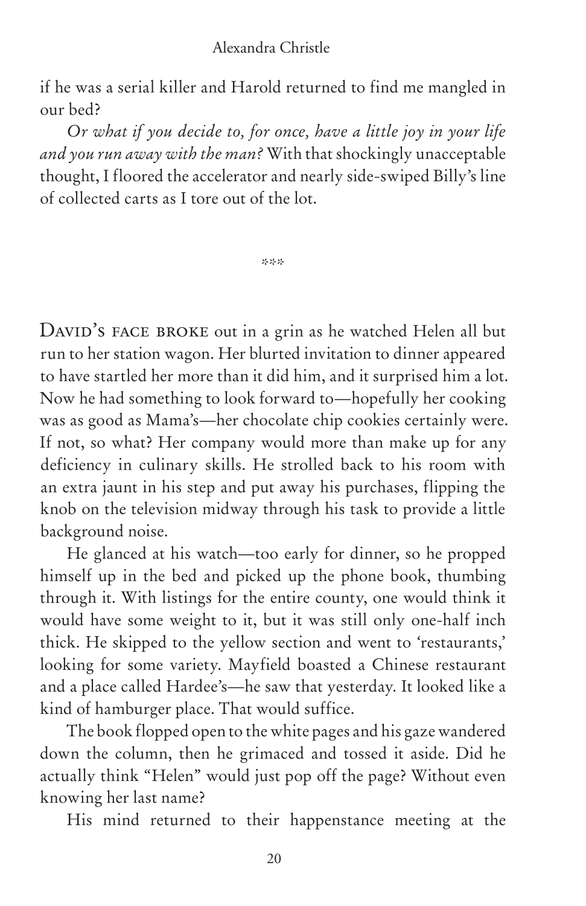if he was a serial killer and Harold returned to find me mangled in our bed?

*Or what if you decide to, for once, have a little joy in your life and you run away with the man?* With that shockingly unacceptable thought, I floored the accelerator and nearly side-swiped Billy's line of collected carts as I tore out of the lot.

\*\*\*

DAVID'S FACE BROKE out in a grin as he watched Helen all but run to her station wagon. Her blurted invitation to dinner appeared to have startled her more than it did him, and it surprised him a lot. Now he had something to look forward to—hopefully her cooking was as good as Mama's—her chocolate chip cookies certainly were. If not, so what? Her company would more than make up for any deficiency in culinary skills. He strolled back to his room with an extra jaunt in his step and put away his purchases, flipping the knob on the television midway through his task to provide a little background noise.

He glanced at his watch—too early for dinner, so he propped himself up in the bed and picked up the phone book, thumbing through it. With listings for the entire county, one would think it would have some weight to it, but it was still only one-half inch thick. He skipped to the yellow section and went to 'restaurants,' looking for some variety. Mayfield boasted a Chinese restaurant and a place called Hardee's—he saw that yesterday. It looked like a kind of hamburger place. That would suffice.

The book flopped open to the white pages and his gaze wandered down the column, then he grimaced and tossed it aside. Did he actually think "Helen" would just pop off the page? Without even knowing her last name?

His mind returned to their happenstance meeting at the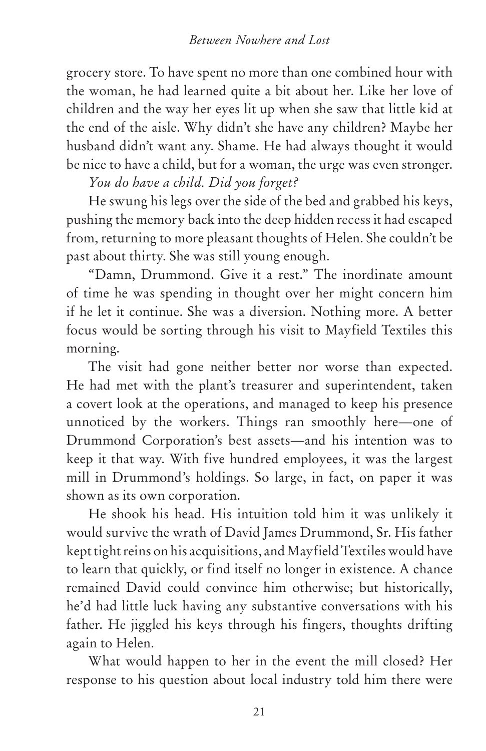grocery store. To have spent no more than one combined hour with the woman, he had learned quite a bit about her. Like her love of children and the way her eyes lit up when she saw that little kid at the end of the aisle. Why didn't she have any children? Maybe her husband didn't want any. Shame. He had always thought it would be nice to have a child, but for a woman, the urge was even stronger.

*You do have a child. Did you forget?*

He swung his legs over the side of the bed and grabbed his keys, pushing the memory back into the deep hidden recess it had escaped from, returning to more pleasant thoughts of Helen. She couldn't be past about thirty. She was still young enough.

"Damn, Drummond. Give it a rest." The inordinate amount of time he was spending in thought over her might concern him if he let it continue. She was a diversion. Nothing more. A better focus would be sorting through his visit to Mayfield Textiles this morning.

The visit had gone neither better nor worse than expected. He had met with the plant's treasurer and superintendent, taken a covert look at the operations, and managed to keep his presence unnoticed by the workers. Things ran smoothly here—one of Drummond Corporation's best assets—and his intention was to keep it that way. With five hundred employees, it was the largest mill in Drummond's holdings. So large, in fact, on paper it was shown as its own corporation.

He shook his head. His intuition told him it was unlikely it would survive the wrath of David James Drummond, Sr. His father kept tight reins on his acquisitions, and Mayfield Textiles would have to learn that quickly, or find itself no longer in existence. A chance remained David could convince him otherwise; but historically, he'd had little luck having any substantive conversations with his father. He jiggled his keys through his fingers, thoughts drifting again to Helen.

What would happen to her in the event the mill closed? Her response to his question about local industry told him there were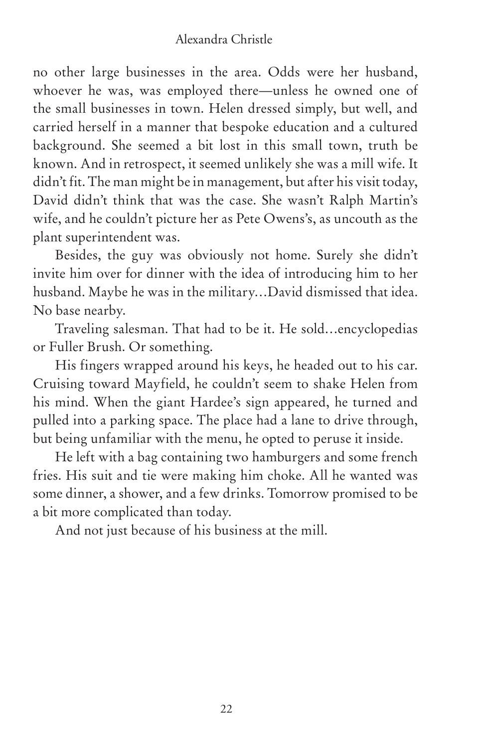no other large businesses in the area. Odds were her husband, whoever he was, was employed there—unless he owned one of the small businesses in town. Helen dressed simply, but well, and carried herself in a manner that bespoke education and a cultured background. She seemed a bit lost in this small town, truth be known. And in retrospect, it seemed unlikely she was a mill wife. It didn't fit. The man might be in management, but after his visit today, David didn't think that was the case. She wasn't Ralph Martin's wife, and he couldn't picture her as Pete Owens's, as uncouth as the plant superintendent was.

Besides, the guy was obviously not home. Surely she didn't invite him over for dinner with the idea of introducing him to her husband. Maybe he was in the military…David dismissed that idea. No base nearby.

Traveling salesman. That had to be it. He sold…encyclopedias or Fuller Brush. Or something.

His fingers wrapped around his keys, he headed out to his car. Cruising toward Mayfield, he couldn't seem to shake Helen from his mind. When the giant Hardee's sign appeared, he turned and pulled into a parking space. The place had a lane to drive through, but being unfamiliar with the menu, he opted to peruse it inside.

He left with a bag containing two hamburgers and some french fries. His suit and tie were making him choke. All he wanted was some dinner, a shower, and a few drinks. Tomorrow promised to be a bit more complicated than today.

And not just because of his business at the mill.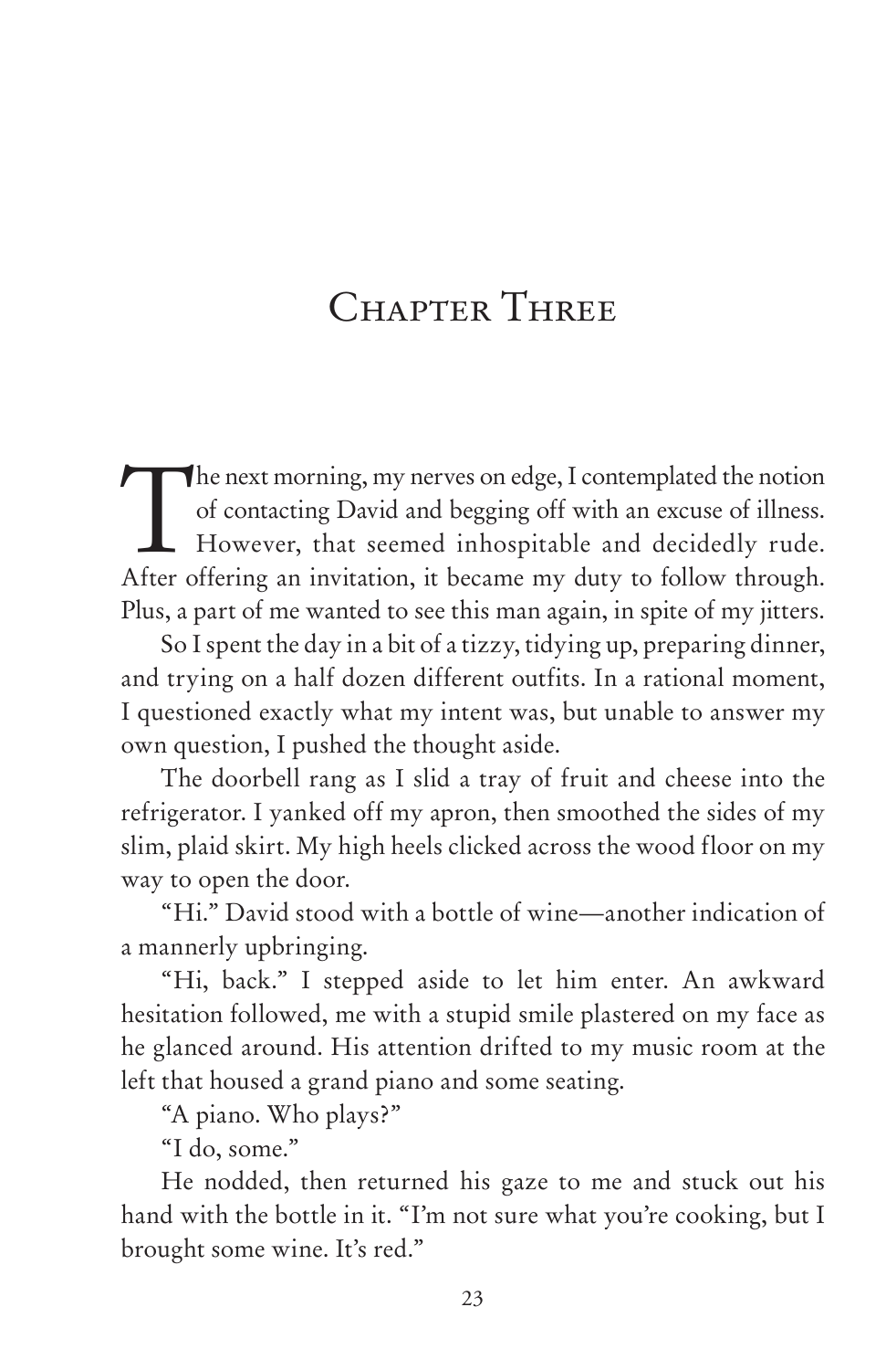# Chapter Three

The next morning, my nerves on edge, I contemplated the notion of contacting David and begging off with an excuse of illness. However, that seemed inhospitable and decidedly rude. After offering an invitation, it became my duty to follow through. Plus, a part of me wanted to see this man again, in spite of my jitters.

So I spent the day in a bit of a tizzy, tidying up, preparing dinner, and trying on a half dozen different outfits. In a rational moment, I questioned exactly what my intent was, but unable to answer my own question, I pushed the thought aside.

The doorbell rang as I slid a tray of fruit and cheese into the refrigerator. I yanked off my apron, then smoothed the sides of my slim, plaid skirt. My high heels clicked across the wood floor on my way to open the door.

"Hi." David stood with a bottle of wine—another indication of a mannerly upbringing.

"Hi, back." I stepped aside to let him enter. An awkward hesitation followed, me with a stupid smile plastered on my face as he glanced around. His attention drifted to my music room at the left that housed a grand piano and some seating.

"A piano. Who plays?"

"I do, some."

He nodded, then returned his gaze to me and stuck out his hand with the bottle in it. "I'm not sure what you're cooking, but I brought some wine. It's red."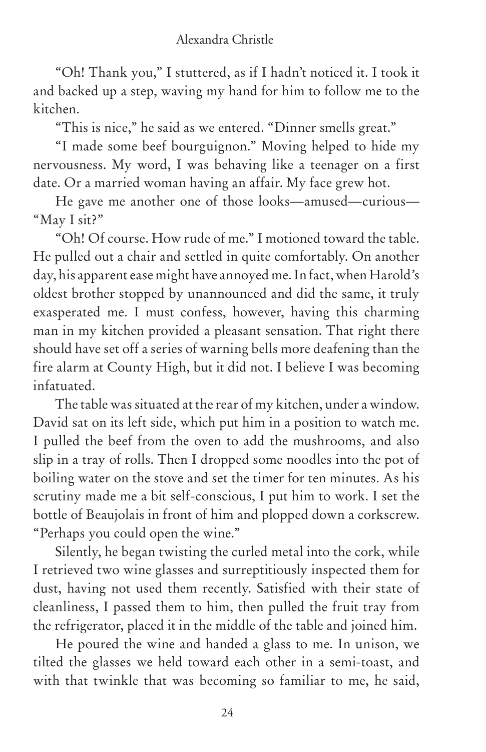"Oh! Thank you," I stuttered, as if I hadn't noticed it. I took it and backed up a step, waving my hand for him to follow me to the kitchen.

"This is nice," he said as we entered. "Dinner smells great."

"I made some beef bourguignon." Moving helped to hide my nervousness. My word, I was behaving like a teenager on a first date. Or a married woman having an affair. My face grew hot.

He gave me another one of those looks—amused—curious—"May I sit?"

"Oh! Of course. How rude of me." I motioned toward the table. He pulled out a chair and settled in quite comfortably. On another day, his apparent ease might have annoyed me. In fact, when Harold's oldest brother stopped by unannounced and did the same, it truly exasperated me. I must confess, however, having this charming man in my kitchen provided a pleasant sensation. That right there should have set off a series of warning bells more deafening than the fire alarm at County High, but it did not. I believe I was becoming infatuated.

The table was situated at the rear of my kitchen, under a window. David sat on its left side, which put him in a position to watch me. I pulled the beef from the oven to add the mushrooms, and also slip in a tray of rolls. Then I dropped some noodles into the pot of boiling water on the stove and set the timer for ten minutes. As his scrutiny made me a bit self-conscious, I put him to work. I set the bottle of Beaujolais in front of him and plopped down a corkscrew. "Perhaps you could open the wine."

Silently, he began twisting the curled metal into the cork, while I retrieved two wine glasses and surreptitiously inspected them for dust, having not used them recently. Satisfied with their state of cleanliness, I passed them to him, then pulled the fruit tray from the refrigerator, placed it in the middle of the table and joined him.

He poured the wine and handed a glass to me. In unison, we tilted the glasses we held toward each other in a semi-toast, and with that twinkle that was becoming so familiar to me, he said,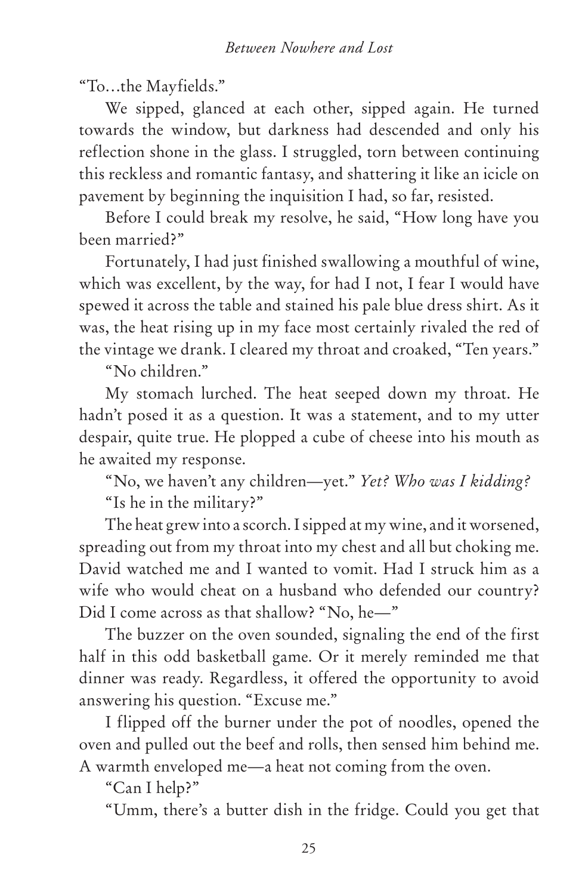"To…the Mayfields."

We sipped, glanced at each other, sipped again. He turned towards the window, but darkness had descended and only his reflection shone in the glass. I struggled, torn between continuing this reckless and romantic fantasy, and shattering it like an icicle on pavement by beginning the inquisition I had, so far, resisted.

Before I could break my resolve, he said, "How long have you been married?"

Fortunately, I had just finished swallowing a mouthful of wine, which was excellent, by the way, for had I not, I fear I would have spewed it across the table and stained his pale blue dress shirt. As it was, the heat rising up in my face most certainly rivaled the red of the vintage we drank. I cleared my throat and croaked, "Ten years."

"No children."

My stomach lurched. The heat seeped down my throat. He hadn't posed it as a question. It was a statement, and to my utter despair, quite true. He plopped a cube of cheese into his mouth as he awaited my response.

"No, we haven't any children—yet." *Yet? Who was I kidding?*

"Is he in the military?"

The heat grew into a scorch. I sipped at my wine, and it worsened, spreading out from my throat into my chest and all but choking me. David watched me and I wanted to vomit. Had I struck him as a wife who would cheat on a husband who defended our country? Did I come across as that shallow? "No, he—"

The buzzer on the oven sounded, signaling the end of the first half in this odd basketball game. Or it merely reminded me that dinner was ready. Regardless, it offered the opportunity to avoid answering his question. "Excuse me."

I flipped off the burner under the pot of noodles, opened the oven and pulled out the beef and rolls, then sensed him behind me. A warmth enveloped me—a heat not coming from the oven.

"Can I help?"

"Umm, there's a butter dish in the fridge. Could you get that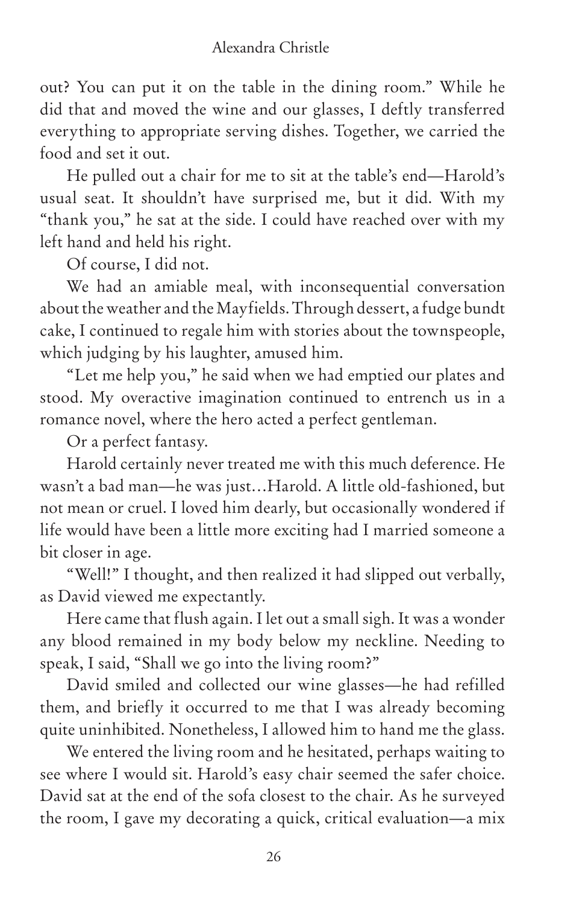out? You can put it on the table in the dining room." While he did that and moved the wine and our glasses, I deftly transferred everything to appropriate serving dishes. Together, we carried the food and set it out.

He pulled out a chair for me to sit at the table's end—Harold's usual seat. It shouldn't have surprised me, but it did. With my "thank you," he sat at the side. I could have reached over with my left hand and held his right.

Of course, I did not.

We had an amiable meal, with inconsequential conversation about the weather and the Mayfields. Through dessert, a fudge bundt cake, I continued to regale him with stories about the townspeople, which judging by his laughter, amused him.

"Let me help you," he said when we had emptied our plates and stood. My overactive imagination continued to entrench us in a romance novel, where the hero acted a perfect gentleman.

Or a perfect fantasy.

Harold certainly never treated me with this much deference. He wasn't a bad man—he was just…Harold. A little old-fashioned, but not mean or cruel. I loved him dearly, but occasionally wondered if life would have been a little more exciting had I married someone a bit closer in age.

"Well!" I thought, and then realized it had slipped out verbally, as David viewed me expectantly.

Here came that flush again. I let out a small sigh. It was a wonder any blood remained in my body below my neckline. Needing to speak, I said, "Shall we go into the living room?"

David smiled and collected our wine glasses—he had refilled them, and briefly it occurred to me that I was already becoming quite uninhibited. Nonetheless, I allowed him to hand me the glass.

We entered the living room and he hesitated, perhaps waiting to see where I would sit. Harold's easy chair seemed the safer choice. David sat at the end of the sofa closest to the chair. As he surveyed the room, I gave my decorating a quick, critical evaluation—a mix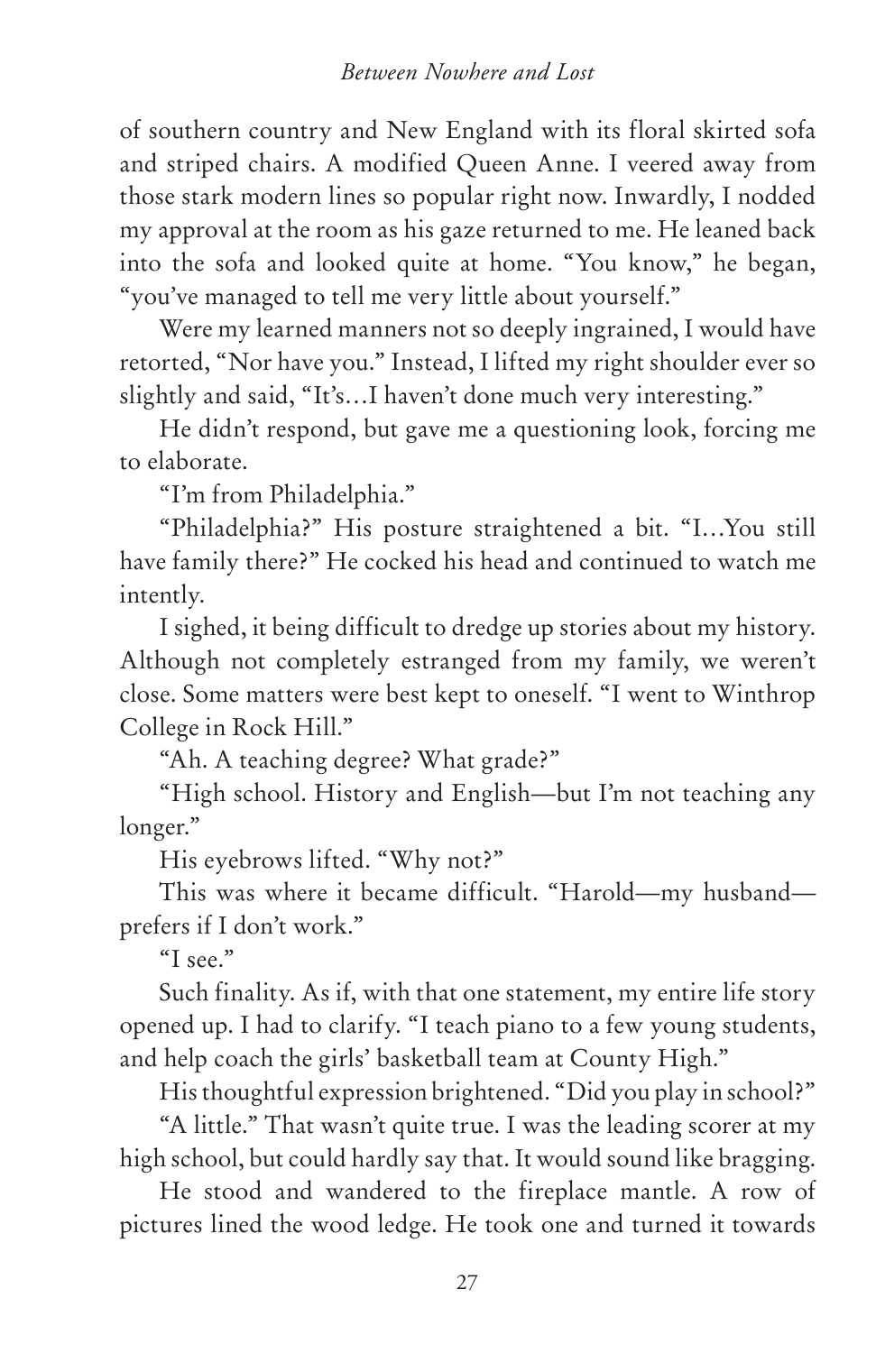of southern country and New England with its floral skirted sofa and striped chairs. A modified Queen Anne. I veered away from those stark modern lines so popular right now. Inwardly, I nodded my approval at the room as his gaze returned to me. He leaned back into the sofa and looked quite at home. "You know," he began, "you've managed to tell me very little about yourself."

Were my learned manners not so deeply ingrained, I would have retorted, "Nor have you." Instead, I lifted my right shoulder ever so slightly and said, "It's…I haven't done much very interesting."

He didn't respond, but gave me a questioning look, forcing me to elaborate.

"I'm from Philadelphia."

"Philadelphia?" His posture straightened a bit. "I…You still have family there?" He cocked his head and continued to watch me intently.

I sighed, it being difficult to dredge up stories about my history. Although not completely estranged from my family, we weren't close. Some matters were best kept to oneself. "I went to Winthrop College in Rock Hill."

"Ah. A teaching degree? What grade?"

"High school. History and English—but I'm not teaching any longer."

His eyebrows lifted. "Why not?"

This was where it became difficult. "Harold—my husband—prefers if I don't work."

"I see."

Such finality. As if, with that one statement, my entire life story opened up. I had to clarify. "I teach piano to a few young students, and help coach the girls' basketball team at County High."

His thoughtful expression brightened. "Did you play in school?"

"A little." That wasn't quite true. I was the leading scorer at my high school, but could hardly say that. It would sound like bragging.

He stood and wandered to the fireplace mantle. A row of pictures lined the wood ledge. He took one and turned it towards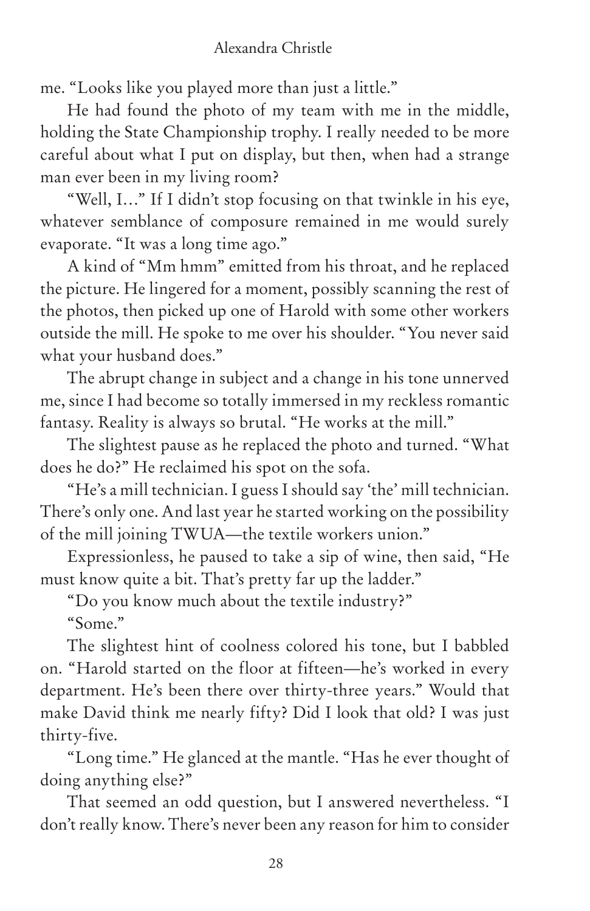me. “Looks like you played more than just a little.”

He had found the photo of my team with me in the middle, holding the State Championship trophy. I really needed to be more careful about what I put on display, but then, when had a strange man ever been in my living room?

“Well, I…” If I didn’t stop focusing on that twinkle in his eye, whatever semblance of composure remained in me would surely evaporate. “It was a long time ago.”

A kind of “Mm hmm” emitted from his throat, and he replaced the picture. He lingered for a moment, possibly scanning the rest of the photos, then picked up one of Harold with some other workers outside the mill. He spoke to me over his shoulder. “You never said what your husband does.”

The abrupt change in subject and a change in his tone unnerved me, since I had become so totally immersed in my reckless romantic fantasy. Reality is always so brutal. “He works at the mill.”

The slightest pause as he replaced the photo and turned. “What does he do?” He reclaimed his spot on the sofa.

“He’s a mill technician. I guess I should say ‘the’ mill technician. There’s only one. And last year he started working on the possibility of the mill joining TWUA—the textile workers union.”

Expressionless, he paused to take a sip of wine, then said, “He must know quite a bit. That’s pretty far up the ladder.”

“Do you know much about the textile industry?”

“Some.”

The slightest hint of coolness colored his tone, but I babbled on. “Harold started on the floor at fifteen—he’s worked in every department. He’s been there over thirty-three years.” Would that make David think me nearly fifty? Did I look that old? I was just thirty-five.

“Long time.” He glanced at the mantle. “Has he ever thought of doing anything else?”

That seemed an odd question, but I answered nevertheless. “I don’t really know. There’s never been any reason for him to consider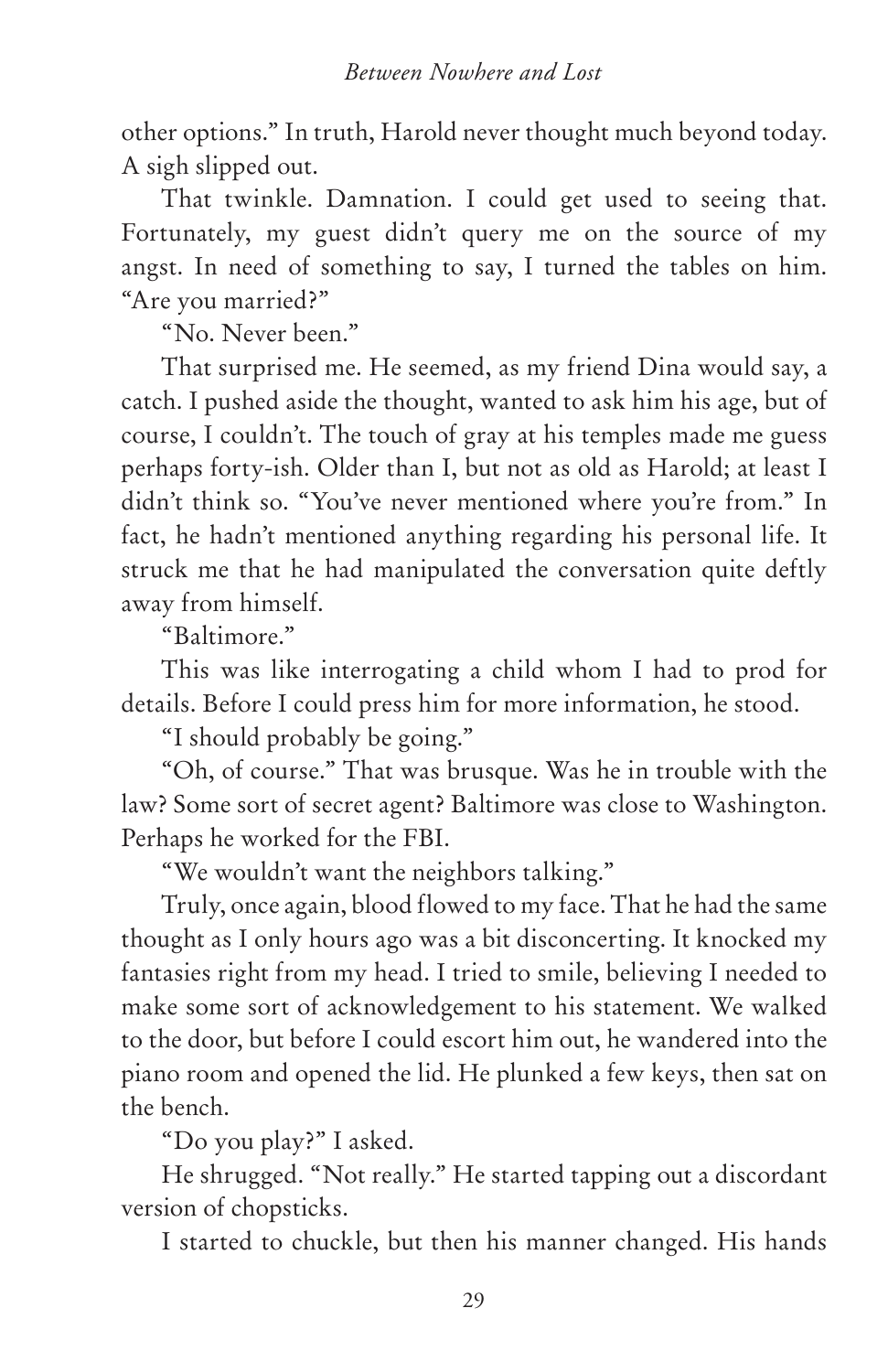other options." In truth, Harold never thought much beyond today. A sigh slipped out.

That twinkle. Damnation. I could get used to seeing that. Fortunately, my guest didn't query me on the source of my angst. In need of something to say, I turned the tables on him. "Are you married?"

"No. Never been."

That surprised me. He seemed, as my friend Dina would say, a catch. I pushed aside the thought, wanted to ask him his age, but of course, I couldn't. The touch of gray at his temples made me guess perhaps forty-ish. Older than I, but not as old as Harold; at least I didn't think so. "You've never mentioned where you're from." In fact, he hadn't mentioned anything regarding his personal life. It struck me that he had manipulated the conversation quite deftly away from himself.

"Baltimore."

This was like interrogating a child whom I had to prod for details. Before I could press him for more information, he stood.

"I should probably be going."

"Oh, of course." That was brusque. Was he in trouble with the law? Some sort of secret agent? Baltimore was close to Washington. Perhaps he worked for the FBI.

"We wouldn't want the neighbors talking."

Truly, once again, blood flowed to my face. That he had the same thought as I only hours ago was a bit disconcerting. It knocked my fantasies right from my head. I tried to smile, believing I needed to make some sort of acknowledgement to his statement. We walked to the door, but before I could escort him out, he wandered into the piano room and opened the lid. He plunked a few keys, then sat on the bench.

"Do you play?" I asked.

He shrugged. "Not really." He started tapping out a discordant version of chopsticks.

I started to chuckle, but then his manner changed. His hands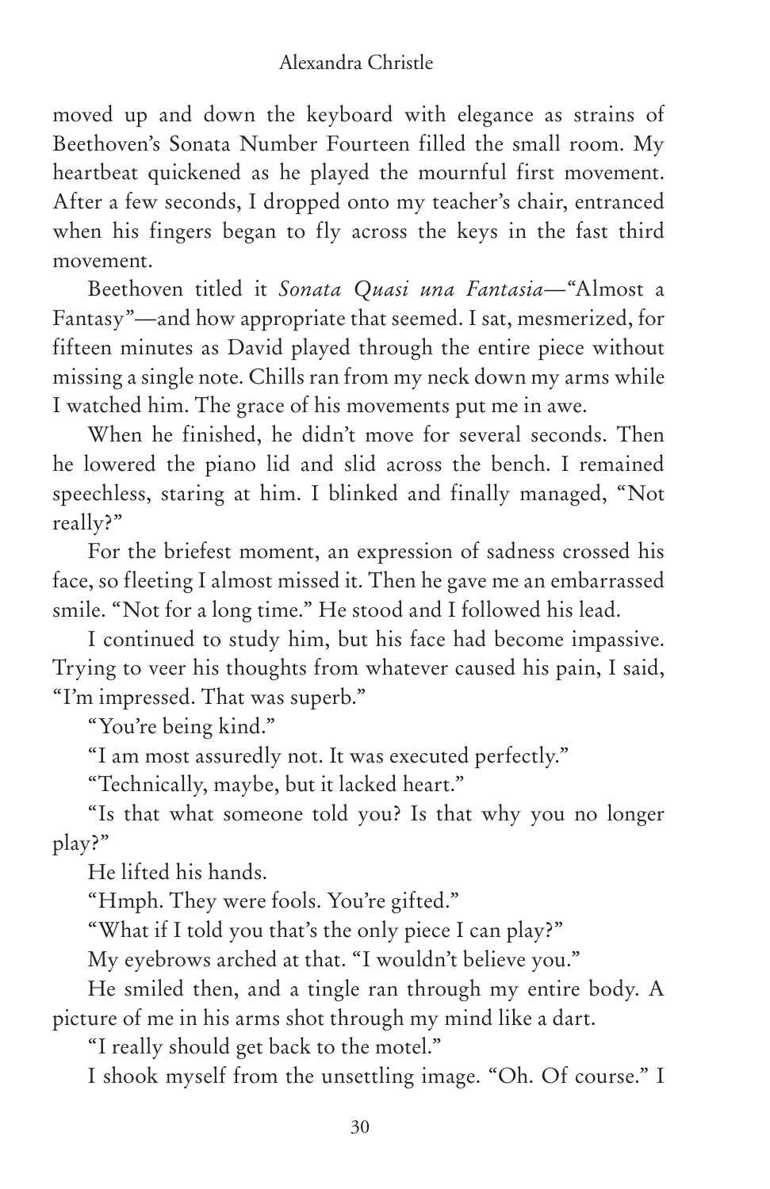moved up and down the keyboard with elegance as strains of Beethoven's Sonata Number Fourteen filled the small room. My heartbeat quickened as he played the mournful first movement. After a few seconds, I dropped onto my teacher's chair, entranced when his fingers began to fly across the keys in the fast third movement.

Beethoven titled it *Sonata Quasi una Fantasia*—"Almost a Fantasy"—and how appropriate that seemed. I sat, mesmerized, for fifteen minutes as David played through the entire piece without missing a single note. Chills ran from my neck down my arms while I watched him. The grace of his movements put me in awe.

When he finished, he didn't move for several seconds. Then he lowered the piano lid and slid across the bench. I remained speechless, staring at him. I blinked and finally managed, "Not really?"

For the briefest moment, an expression of sadness crossed his face, so fleeting I almost missed it. Then he gave me an embarrassed smile. "Not for a long time." He stood and I followed his lead.

I continued to study him, but his face had become impassive. Trying to veer his thoughts from whatever caused his pain, I said, "I'm impressed. That was superb."

"You're being kind."

"I am most assuredly not. It was executed perfectly."

"Technically, maybe, but it lacked heart."

"Is that what someone told you? Is that why you no longer play?"

He lifted his hands.

"Hmph. They were fools. You're gifted."

"What if I told you that's the only piece I can play?"

My eyebrows arched at that. "I wouldn't believe you."

He smiled then, and a tingle ran through my entire body. A picture of me in his arms shot through my mind like a dart.

"I really should get back to the motel."

I shook myself from the unsettling image. "Oh. Of course." I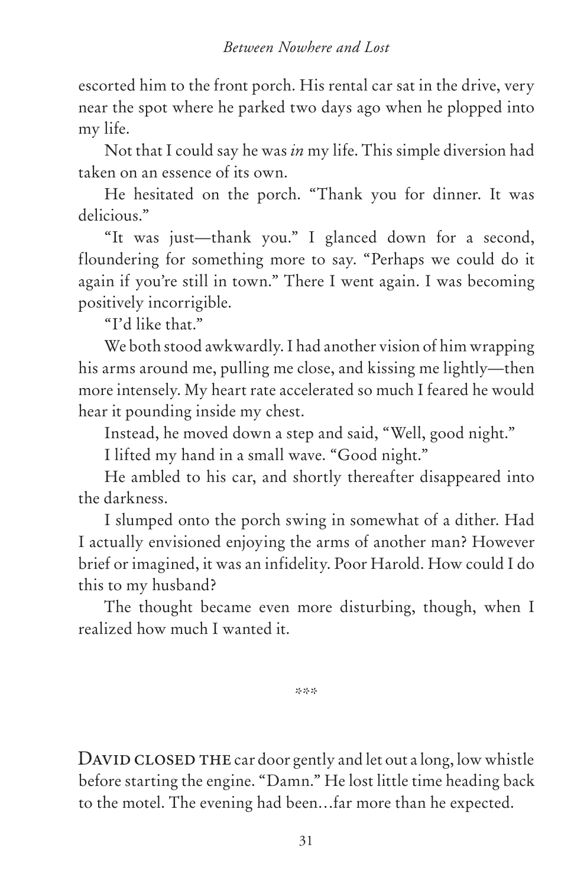escorted him to the front porch. His rental car sat in the drive, very near the spot where he parked two days ago when he plopped into my life.

Not that I could say he was *in* my life. This simple diversion had taken on an essence of its own.

He hesitated on the porch. "Thank you for dinner. It was delicious."

"It was just—thank you." I glanced down for a second, floundering for something more to say. "Perhaps we could do it again if you're still in town." There I went again. I was becoming positively incorrigible.

"I'd like that."

We both stood awkwardly. I had another vision of him wrapping his arms around me, pulling me close, and kissing me lightly—then more intensely. My heart rate accelerated so much I feared he would hear it pounding inside my chest.

Instead, he moved down a step and said, "Well, good night."

I lifted my hand in a small wave. "Good night."

He ambled to his car, and shortly thereafter disappeared into the darkness.

I slumped onto the porch swing in somewhat of a dither. Had I actually envisioned enjoying the arms of another man? However brief or imagined, it was an infidelity. Poor Harold. How could I do this to my husband?

The thought became even more disturbing, though, when I realized how much I wanted it.

***

DAVID CLOSED THE car door gently and let out a long, low whistle before starting the engine. "Damn." He lost little time heading back to the motel. The evening had been…far more than he expected.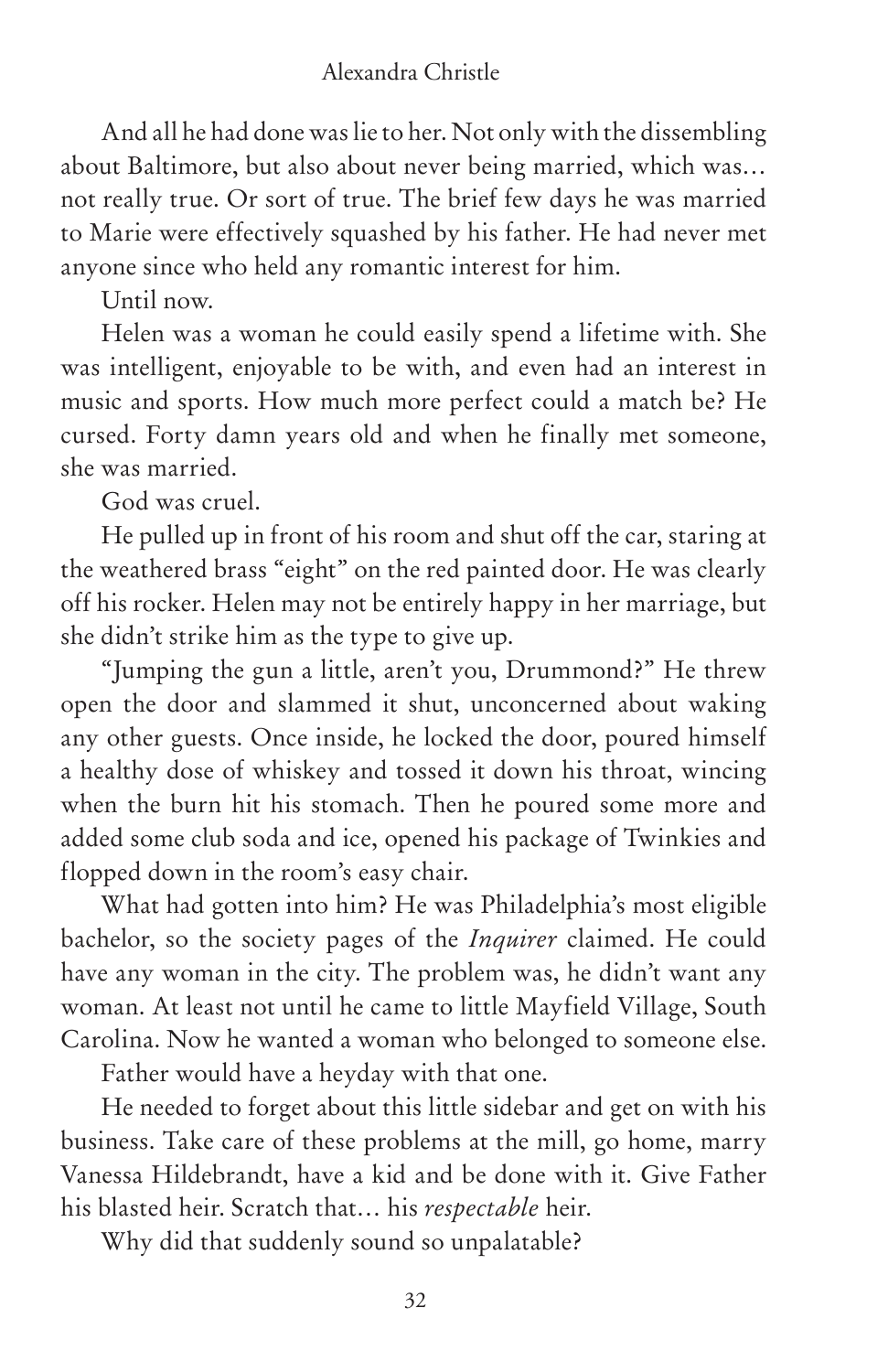And all he had done was lie to her. Not only with the dissembling about Baltimore, but also about never being married, which was… not really true. Or sort of true. The brief few days he was married to Marie were effectively squashed by his father. He had never met anyone since who held any romantic interest for him.

Until now.

Helen was a woman he could easily spend a lifetime with. She was intelligent, enjoyable to be with, and even had an interest in music and sports. How much more perfect could a match be? He cursed. Forty damn years old and when he finally met someone, she was married.

God was cruel.

He pulled up in front of his room and shut off the car, staring at the weathered brass "eight" on the red painted door. He was clearly off his rocker. Helen may not be entirely happy in her marriage, but she didn't strike him as the type to give up.

"Jumping the gun a little, aren't you, Drummond?" He threw open the door and slammed it shut, unconcerned about waking any other guests. Once inside, he locked the door, poured himself a healthy dose of whiskey and tossed it down his throat, wincing when the burn hit his stomach. Then he poured some more and added some club soda and ice, opened his package of Twinkies and flopped down in the room's easy chair.

What had gotten into him? He was Philadelphia's most eligible bachelor, so the society pages of the *Inquirer* claimed. He could have any woman in the city. The problem was, he didn't want any woman. At least not until he came to little Mayfield Village, South Carolina. Now he wanted a woman who belonged to someone else.

Father would have a heyday with that one.

He needed to forget about this little sidebar and get on with his business. Take care of these problems at the mill, go home, marry Vanessa Hildebrandt, have a kid and be done with it. Give Father his blasted heir. Scratch that… his *respectable* heir.

Why did that suddenly sound so unpalatable?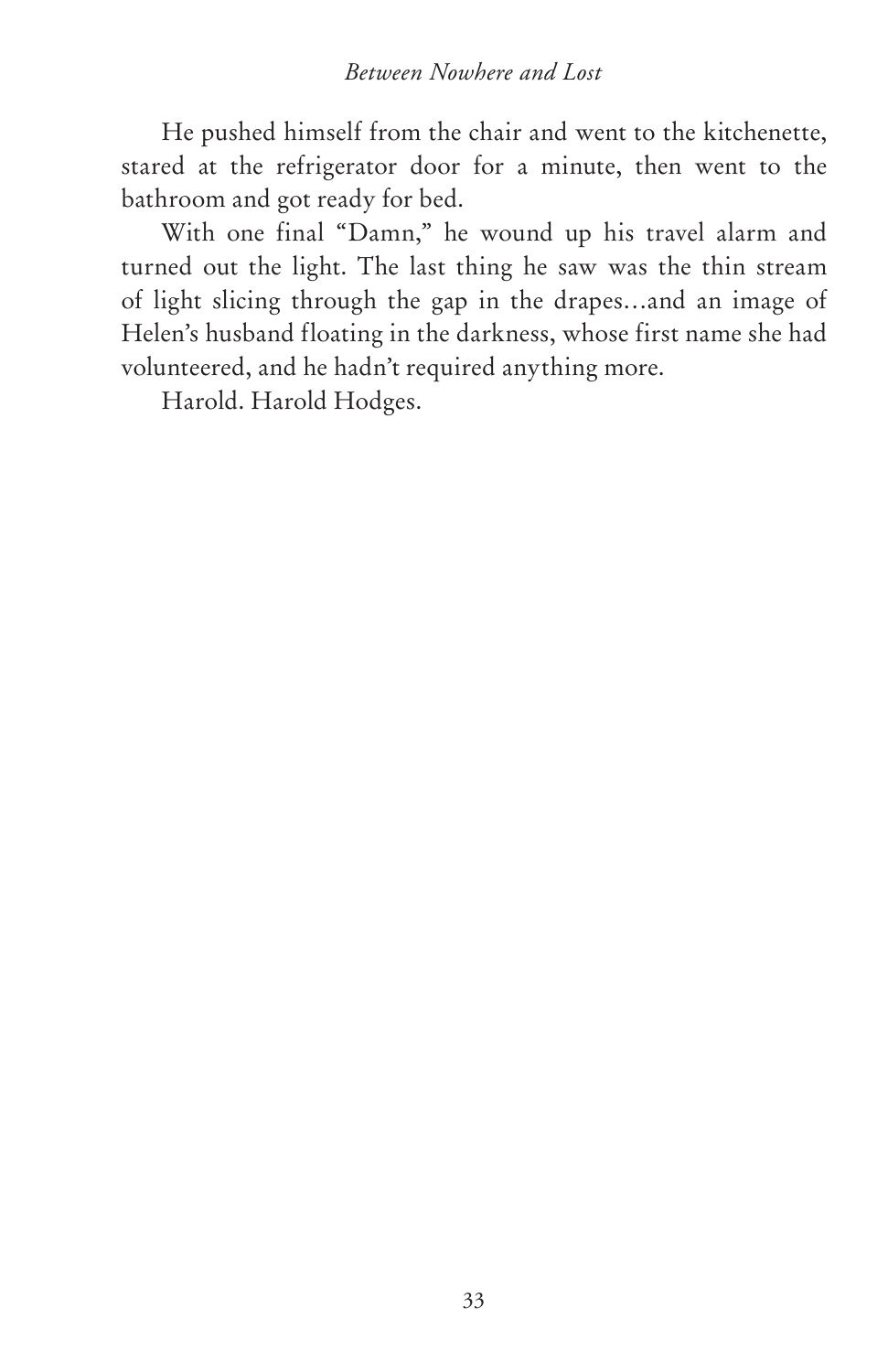He pushed himself from the chair and went to the kitchenette, stared at the refrigerator door for a minute, then went to the bathroom and got ready for bed.

With one final "Damn," he wound up his travel alarm and turned out the light. The last thing he saw was the thin stream of light slicing through the gap in the drapes…and an image of Helen's husband floating in the darkness, whose first name she had volunteered, and he hadn't required anything more.

Harold. Harold Hodges.